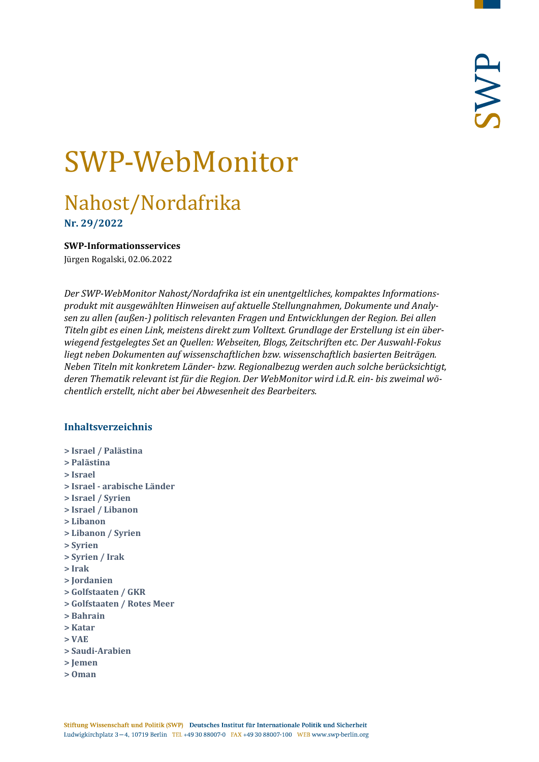# SWP-WebMonitor

## Nahost/Nordafrika

**Nr. 29/2022**

**SWP-Informationsservices**

Jürgen Rogalski, 02.06.2022

*Der SWP-WebMonitor Nahost/Nordafrika ist ein unentgeltliches, kompaktes Informationsprodukt mit ausgewählten Hinweisen auf aktuelle Stellungnahmen, Dokumente und Analysen zu allen (außen-) politisch relevanten Fragen und Entwicklungen der Region. Bei allen Titeln gibt es einen Link, meistens direkt zum Volltext. Grundlage der Erstellung ist ein überwiegend festgelegtes Set an Quellen: Webseiten, Blogs, Zeitschriften etc. Der Auswahl-Fokus liegt neben Dokumenten auf wissenschaftlichen bzw. wissenschaftlich basierten Beiträgen. Neben Titeln mit konkretem Länder- bzw. Regionalbezug werden auch solche berücksichtigt, deren Thematik relevant ist für die Region. Der WebMonitor wird i.d.R. ein- bis zweimal wöchentlich erstellt, nicht aber bei Abwesenheit des Bearbeiters.*

### Inhaltsverzeichnis

**> Israel / Palästina**
**> Palästina**
**> Israel**
**> Israel - arabische Länder**
**> Israel / Syrien**
**> Israel / Libanon**
**> Libanon**
**> Libanon / Syrien**
**> Syrien**
**> Syrien / Irak**
**> Irak**
**> Jordanien**
**> Golfstaaten / GKR**
**> Golfstaaten / Rotes Meer**
**> Bahrain**
**> Katar**
**> VAE**
**> Saudi-Arabien**
**> Jemen**
**> Oman**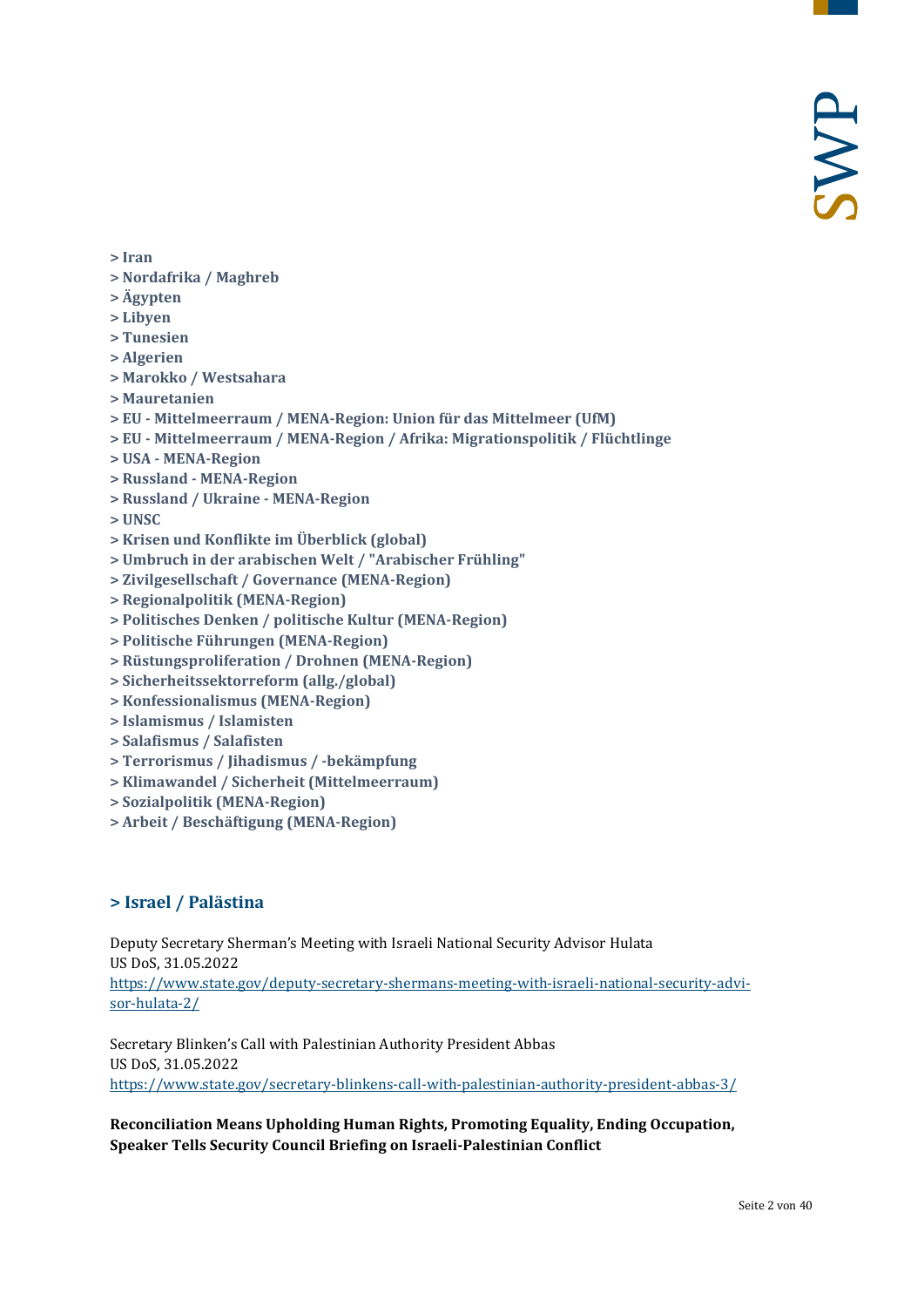**> Iran**
**> Nordafrika / Maghreb**
**> Ägypten**
**> Libyen**
**> Tunesien**
**> Algerien**
**> Marokko / Westsahara**
**> Mauretanien**
**> EU - Mittelmeerraum / MENA-Region: Union für das Mittelmeer (UfM)**
**> EU - Mittelmeerraum / MENA-Region / Afrika: Migrationspolitik / Flüchtlinge**
**> USA - MENA-Region**
**> Russland - MENA-Region**
**> Russland / Ukraine - MENA-Region**
**> UNSC**
**> Krisen und Konflikte im Überblick (global)**
**> Umbruch in der arabischen Welt / "Arabischer Frühling"**
**> Zivilgesellschaft / Governance (MENA-Region)**
**> Regionalpolitik (MENA-Region)**
**> Politisches Denken / politische Kultur (MENA-Region)**
**> Politische Führungen (MENA-Region)**
**> Rüstungsproliferation / Drohnen (MENA-Region)**
**> Sicherheitssektorreform (allg./global)**
**> Konfessionalismus (MENA-Region)**
**> Islamismus / Islamisten**
**> Salafismus / Salafisten**
**> Terrorismus / Jihadismus / -bekämpfung**
**> Klimawandel / Sicherheit (Mittelmeerraum)**
**> Sozialpolitik (MENA-Region)**
**> Arbeit / Beschäftigung (MENA-Region)**

## > Israel / Palästina

Deputy Secretary Sherman's Meeting with Israeli National Security Advisor Hulata
US DoS, 31.05.2022
https://www.state.gov/deputy-secretary-shermans-meeting-with-israeli-national-security-advisor-hulata-2/

Secretary Blinken's Call with Palestinian Authority President Abbas
US DoS, 31.05.2022
https://www.state.gov/secretary-blinkens-call-with-palestinian-authority-president-abbas-3/

**Reconciliation Means Upholding Human Rights, Promoting Equality, Ending Occupation, Speaker Tells Security Council Briefing on Israeli-Palestinian Conflict**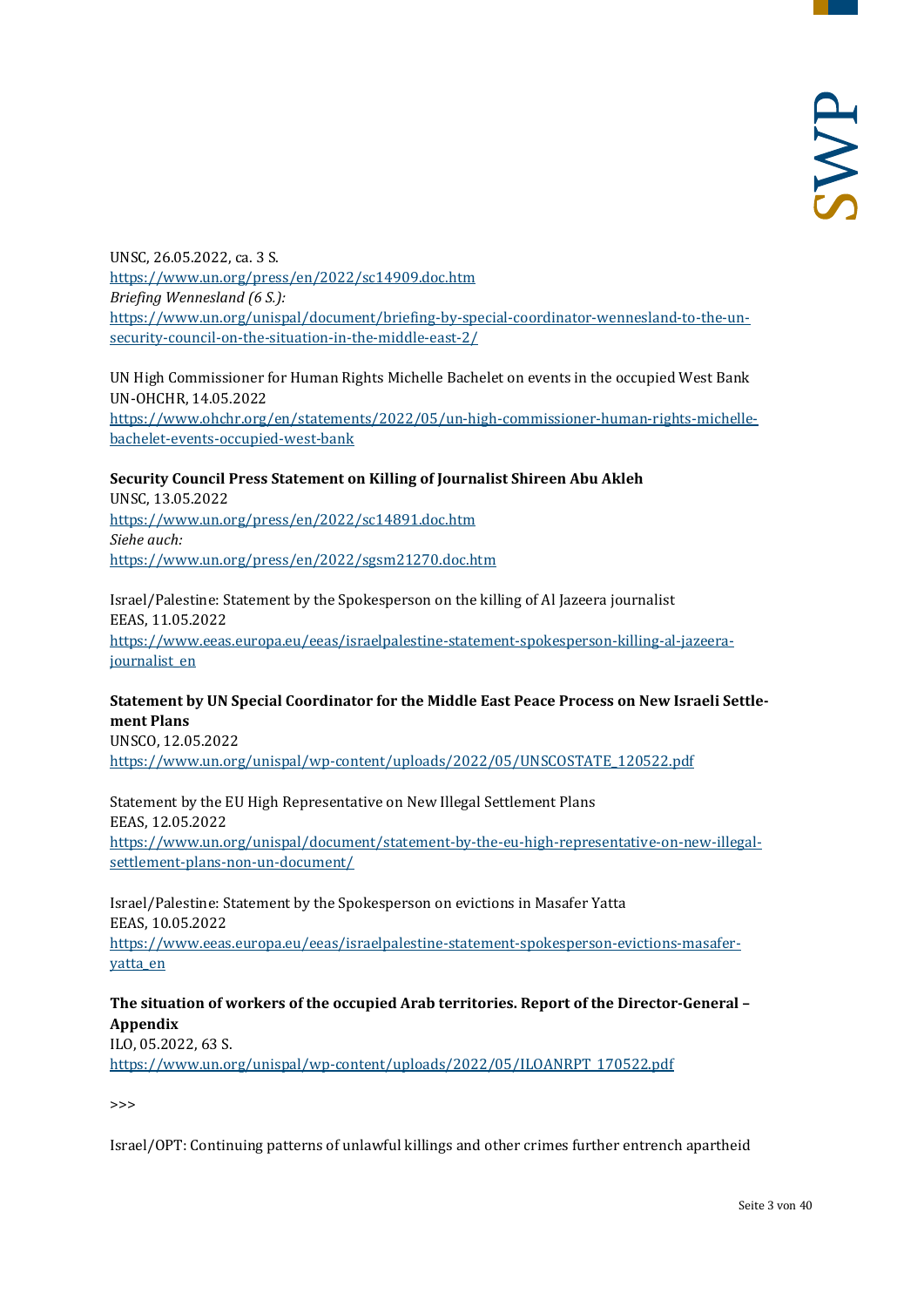UNSC, 26.05.2022, ca. 3 S.
https://www.un.org/press/en/2022/sc14909.doc.htm
*Briefing Wennesland (6 S.):*
https://www.un.org/unispal/document/briefing-by-special-coordinator-wennesland-to-the-un-security-council-on-the-situation-in-the-middle-east-2/

UN High Commissioner for Human Rights Michelle Bachelet on events in the occupied West Bank
UN-OHCHR, 14.05.2022
https://www.ohchr.org/en/statements/2022/05/un-high-commissioner-human-rights-michelle-bachelet-events-occupied-west-bank

**Security Council Press Statement on Killing of Journalist Shireen Abu Akleh**
UNSC, 13.05.2022
https://www.un.org/press/en/2022/sc14891.doc.htm
*Siehe auch:*
https://www.un.org/press/en/2022/sgsm21270.doc.htm

Israel/Palestine: Statement by the Spokesperson on the killing of Al Jazeera journalist
EEAS, 11.05.2022
https://www.eeas.europa.eu/eeas/israelpalestine-statement-spokesperson-killing-al-jazeera-journalist_en

**Statement by UN Special Coordinator for the Middle East Peace Process on New Israeli Settlement Plans**
UNSCO, 12.05.2022
https://www.un.org/unispal/wp-content/uploads/2022/05/UNSCOSTATE_120522.pdf

Statement by the EU High Representative on New Illegal Settlement Plans
EEAS, 12.05.2022
https://www.un.org/unispal/document/statement-by-the-eu-high-representative-on-new-illegal-settlement-plans-non-un-document/

Israel/Palestine: Statement by the Spokesperson on evictions in Masafer Yatta
EEAS, 10.05.2022
https://www.eeas.europa.eu/eeas/israelpalestine-statement-spokesperson-evictions-masafer-yatta_en

**The situation of workers of the occupied Arab territories. Report of the Director-General – Appendix**
ILO, 05.2022, 63 S.
https://www.un.org/unispal/wp-content/uploads/2022/05/ILOANRPT_170522.pdf

>>>

Israel/OPT: Continuing patterns of unlawful killings and other crimes further entrench apartheid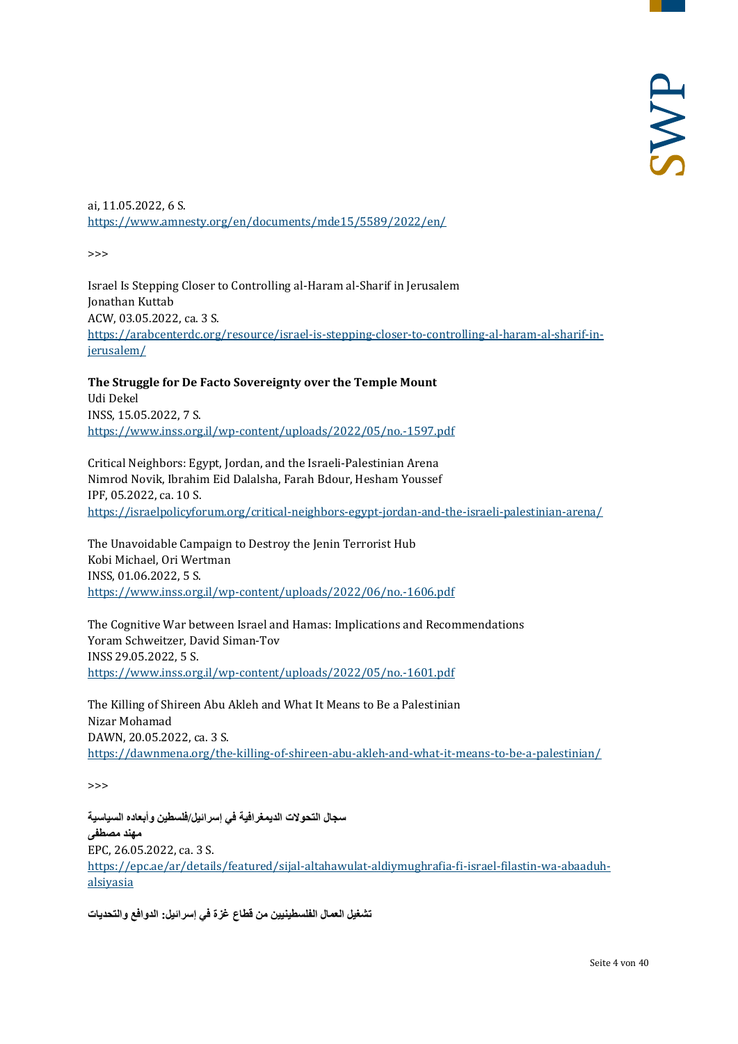ai, 11.05.2022, 6 S.
https://www.amnesty.org/en/documents/mde15/5589/2022/en/

>>>

Israel Is Stepping Closer to Controlling al-Haram al-Sharif in Jerusalem
Jonathan Kuttab
ACW, 03.05.2022, ca. 3 S.
https://arabcenterdc.org/resource/israel-is-stepping-closer-to-controlling-al-haram-al-sharif-in-jerusalem/

**The Struggle for De Facto Sovereignty over the Temple Mount**
Udi Dekel
INSS, 15.05.2022, 7 S.
https://www.inss.org.il/wp-content/uploads/2022/05/no.-1597.pdf

Critical Neighbors: Egypt, Jordan, and the Israeli-Palestinian Arena
Nimrod Novik, Ibrahim Eid Dalalsha, Farah Bdour, Hesham Youssef
IPF, 05.2022, ca. 10 S.
https://israelpolicyforum.org/critical-neighbors-egypt-jordan-and-the-israeli-palestinian-arena/

The Unavoidable Campaign to Destroy the Jenin Terrorist Hub
Kobi Michael, Ori Wertman
INSS, 01.06.2022, 5 S.
https://www.inss.org.il/wp-content/uploads/2022/06/no.-1606.pdf

The Cognitive War between Israel and Hamas: Implications and Recommendations
Yoram Schweitzer, David Siman-Tov
INSS 29.05.2022, 5 S.
https://www.inss.org.il/wp-content/uploads/2022/05/no.-1601.pdf

The Killing of Shireen Abu Akleh and What It Means to Be a Palestinian
Nizar Mohamad
DAWN, 20.05.2022, ca. 3 S.
https://dawnmena.org/the-killing-of-shireen-abu-akleh-and-what-it-means-to-be-a-palestinian/

>>>

**سجال التحولات الديمغرافية في إسرائيل/فلسطين وأبعاده السياسية**
**مهند مصطفى**
EPC, 26.05.2022, ca. 3 S.
https://epc.ae/ar/details/featured/sijal-altahawulat-aldiymughrafia-fi-israel-filastin-wa-abaaduh-alsiyasia

**تشغيل العمال الفلسطينيين من قطاع غزة في إسرائيل: الدوافع والتحديات**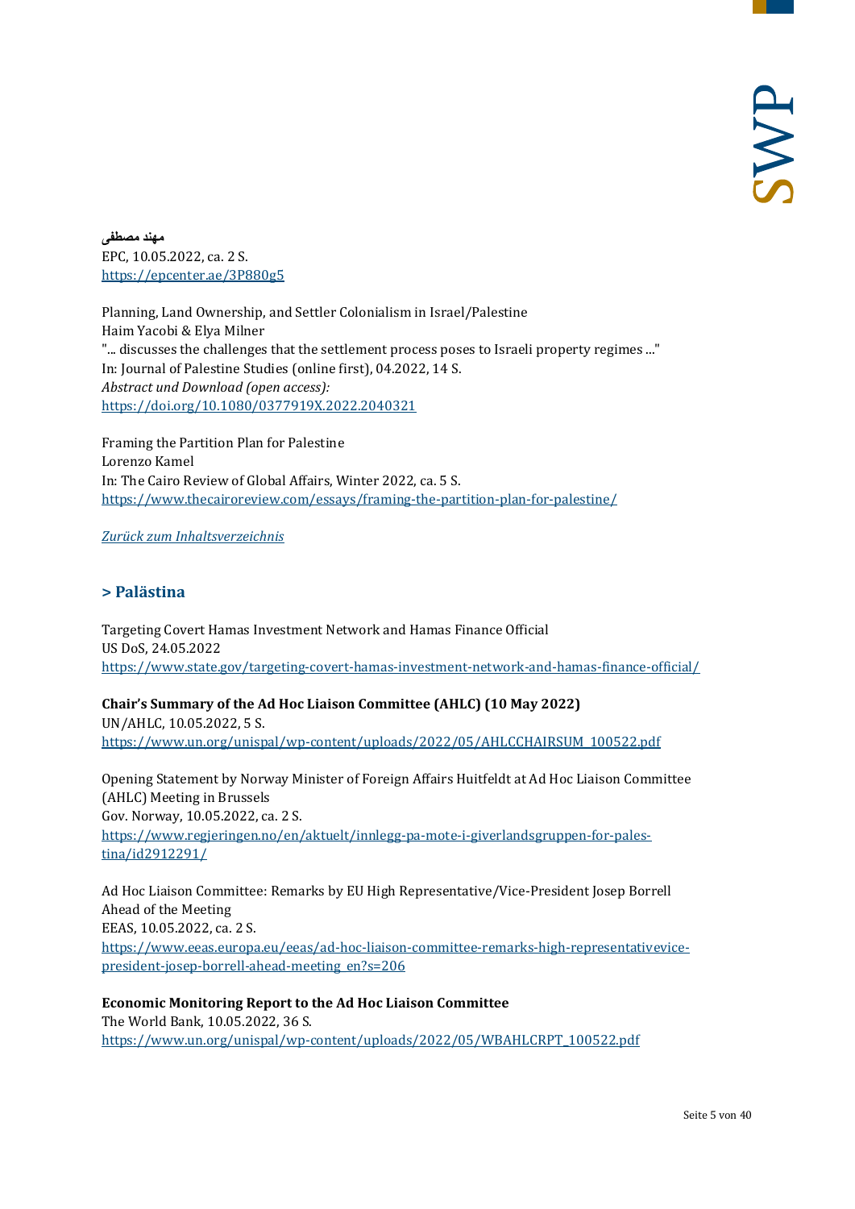**مهند مصطفى**
EPC, 10.05.2022, ca. 2 S.
https://epcenter.ae/3P880g5

Planning, Land Ownership, and Settler Colonialism in Israel/Palestine
Haim Yacobi & Elya Milner
"... discusses the challenges that the settlement process poses to Israeli property regimes ..."
In: Journal of Palestine Studies (online first), 04.2022, 14 S.
*Abstract und Download (open access):*
https://doi.org/10.1080/0377919X.2022.2040321

Framing the Partition Plan for Palestine
Lorenzo Kamel
In: The Cairo Review of Global Affairs, Winter 2022, ca. 5 S.
https://www.thecairoreview.com/essays/framing-the-partition-plan-for-palestine/

*Zurück zum Inhaltsverzeichnis*

## > Palästina

Targeting Covert Hamas Investment Network and Hamas Finance Official
US DoS, 24.05.2022
https://www.state.gov/targeting-covert-hamas-investment-network-and-hamas-finance-official/

**Chair's Summary of the Ad Hoc Liaison Committee (AHLC) (10 May 2022)**
UN/AHLC, 10.05.2022, 5 S.
https://www.un.org/unispal/wp-content/uploads/2022/05/AHLCCHAIRSUM_100522.pdf

Opening Statement by Norway Minister of Foreign Affairs Huitfeldt at Ad Hoc Liaison Committee (AHLC) Meeting in Brussels
Gov. Norway, 10.05.2022, ca. 2 S.
https://www.regjeringen.no/en/aktuelt/innlegg-pa-mote-i-giverlandsgruppen-for-palestina/id2912291/

Ad Hoc Liaison Committee: Remarks by EU High Representative/Vice-President Josep Borrell Ahead of the Meeting
EEAS, 10.05.2022, ca. 2 S.
https://www.eeas.europa.eu/eeas/ad-hoc-liaison-committee-remarks-high-representativevice-president-josep-borrell-ahead-meeting_en?s=206

**Economic Monitoring Report to the Ad Hoc Liaison Committee**
The World Bank, 10.05.2022, 36 S.
https://www.un.org/unispal/wp-content/uploads/2022/05/WBAHLCRPT_100522.pdf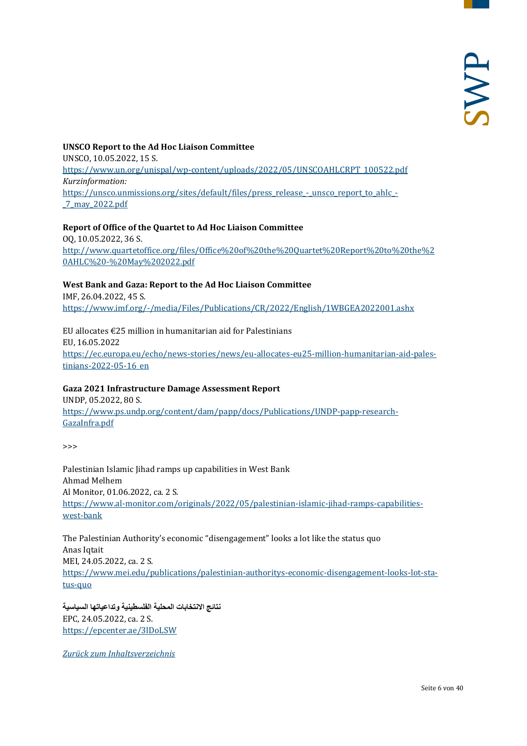**UNSCO Report to the Ad Hoc Liaison Committee**
UNSCO, 10.05.2022, 15 S.
https://www.un.org/unispal/wp-content/uploads/2022/05/UNSCOAHLCRPT_100522.pdf
*Kurzinformation:*
https://unsco.unmissions.org/sites/default/files/press_release_-_unsco_report_to_ahlc_-_7_may_2022.pdf

**Report of Office of the Quartet to Ad Hoc Liaison Committee**
OQ, 10.05.2022, 36 S.
http://www.quartetoffice.org/files/Office%20of%20the%20Quartet%20Report%20to%20the%20AHLC%20-%20May%202022.pdf

**West Bank and Gaza: Report to the Ad Hoc Liaison Committee**
IMF, 26.04.2022, 45 S.
https://www.imf.org/-/media/Files/Publications/CR/2022/English/1WBGEA2022001.ashx

EU allocates €25 million in humanitarian aid for Palestinians
EU, 16.05.2022
https://ec.europa.eu/echo/news-stories/news/eu-allocates-eu25-million-humanitarian-aid-palestinians-2022-05-16_en

**Gaza 2021 Infrastructure Damage Assessment Report**
UNDP, 05.2022, 80 S.
https://www.ps.undp.org/content/dam/papp/docs/Publications/UNDP-papp-research-GazaInfra.pdf

>>>

Palestinian Islamic Jihad ramps up capabilities in West Bank
Ahmad Melhem
Al Monitor, 01.06.2022, ca. 2 S.
https://www.al-monitor.com/originals/2022/05/palestinian-islamic-jihad-ramps-capabilities-west-bank

The Palestinian Authority's economic "disengagement" looks a lot like the status quo
Anas Iqtait
MEI, 24.05.2022, ca. 2 S.
https://www.mei.edu/publications/palestinian-authoritys-economic-disengagement-looks-lot-status-quo

**نتائج الانتخابات المحلية الفلسطينية وتداعياتها السياسية**
EPC, 24.05.2022, ca. 2 S.
https://epcenter.ae/3lDoLSW

*Zurück zum Inhaltsverzeichnis*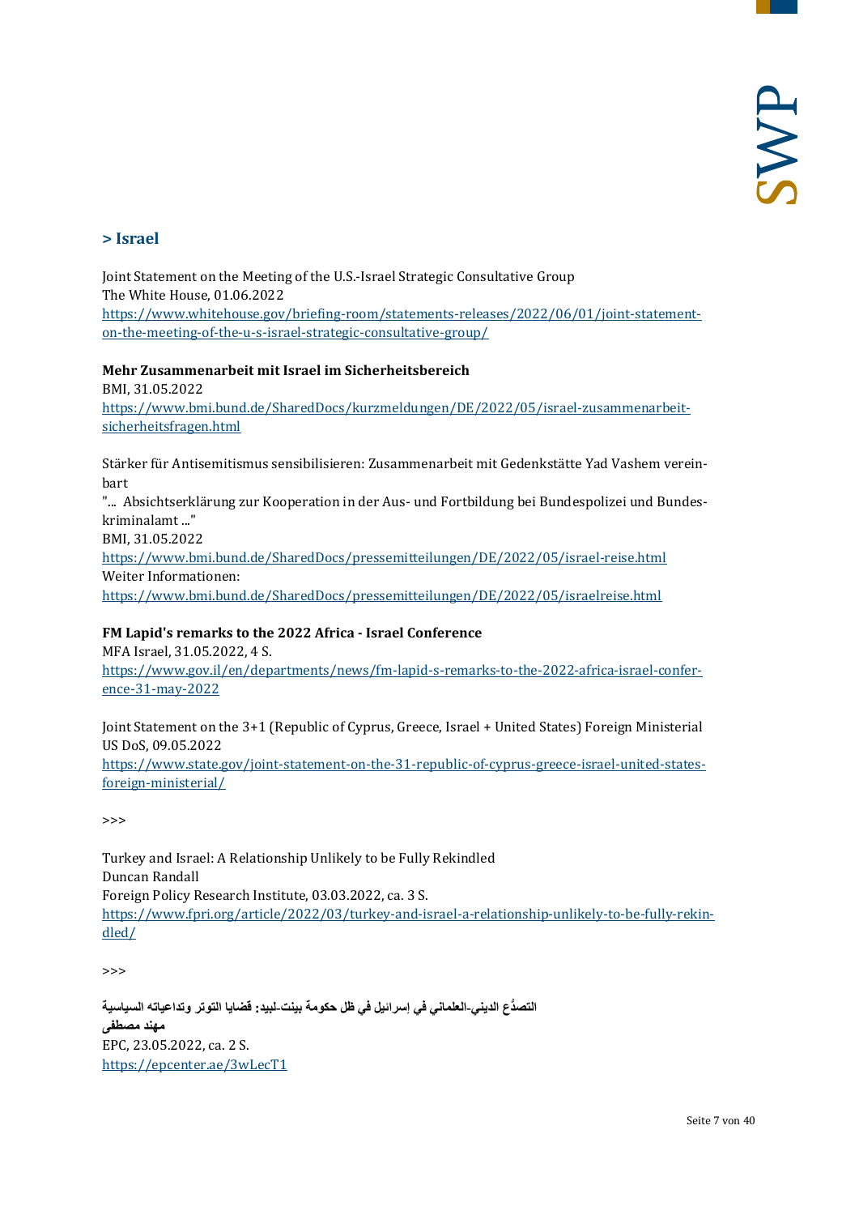## > Israel

Joint Statement on the Meeting of the U.S.-Israel Strategic Consultative Group
The White House, 01.06.2022
https://www.whitehouse.gov/briefing-room/statements-releases/2022/06/01/joint-statement-on-the-meeting-of-the-u-s-israel-strategic-consultative-group/

**Mehr Zusammenarbeit mit Israel im Sicherheitsbereich**
BMI, 31.05.2022
https://www.bmi.bund.de/SharedDocs/kurzmeldungen/DE/2022/05/israel-zusammenarbeit-sicherheitsfragen.html

Stärker für Antisemitismus sensibilisieren: Zusammenarbeit mit Gedenkstätte Yad Vashem vereinbart
"... Absichtserklärung zur Kooperation in der Aus- und Fortbildung bei Bundespolizei und Bundeskriminalamt ..."
BMI, 31.05.2022
https://www.bmi.bund.de/SharedDocs/pressemitteilungen/DE/2022/05/israel-reise.html
Weiter Informationen:
https://www.bmi.bund.de/SharedDocs/pressemitteilungen/DE/2022/05/israelreise.html

**FM Lapid's remarks to the 2022 Africa - Israel Conference**
MFA Israel, 31.05.2022, 4 S.
https://www.gov.il/en/departments/news/fm-lapid-s-remarks-to-the-2022-africa-israel-conference-31-may-2022

Joint Statement on the 3+1 (Republic of Cyprus, Greece, Israel + United States) Foreign Ministerial
US DoS, 09.05.2022
https://www.state.gov/joint-statement-on-the-31-republic-of-cyprus-greece-israel-united-states-foreign-ministerial/

>>>

Turkey and Israel: A Relationship Unlikely to be Fully Rekindled
Duncan Randall
Foreign Policy Research Institute, 03.03.2022, ca. 3 S.
https://www.fpri.org/article/2022/03/turkey-and-israel-a-relationship-unlikely-to-be-fully-rekindled/

>>>

**التصدُّع الديني-العلماني في إسرائيل في ظل حكومة بينت-لبيد: قضايا التوتر وتداعياته السياسية**
**مهند مصطفى**
EPC, 23.05.2022, ca. 2 S.
https://epcenter.ae/3wLecT1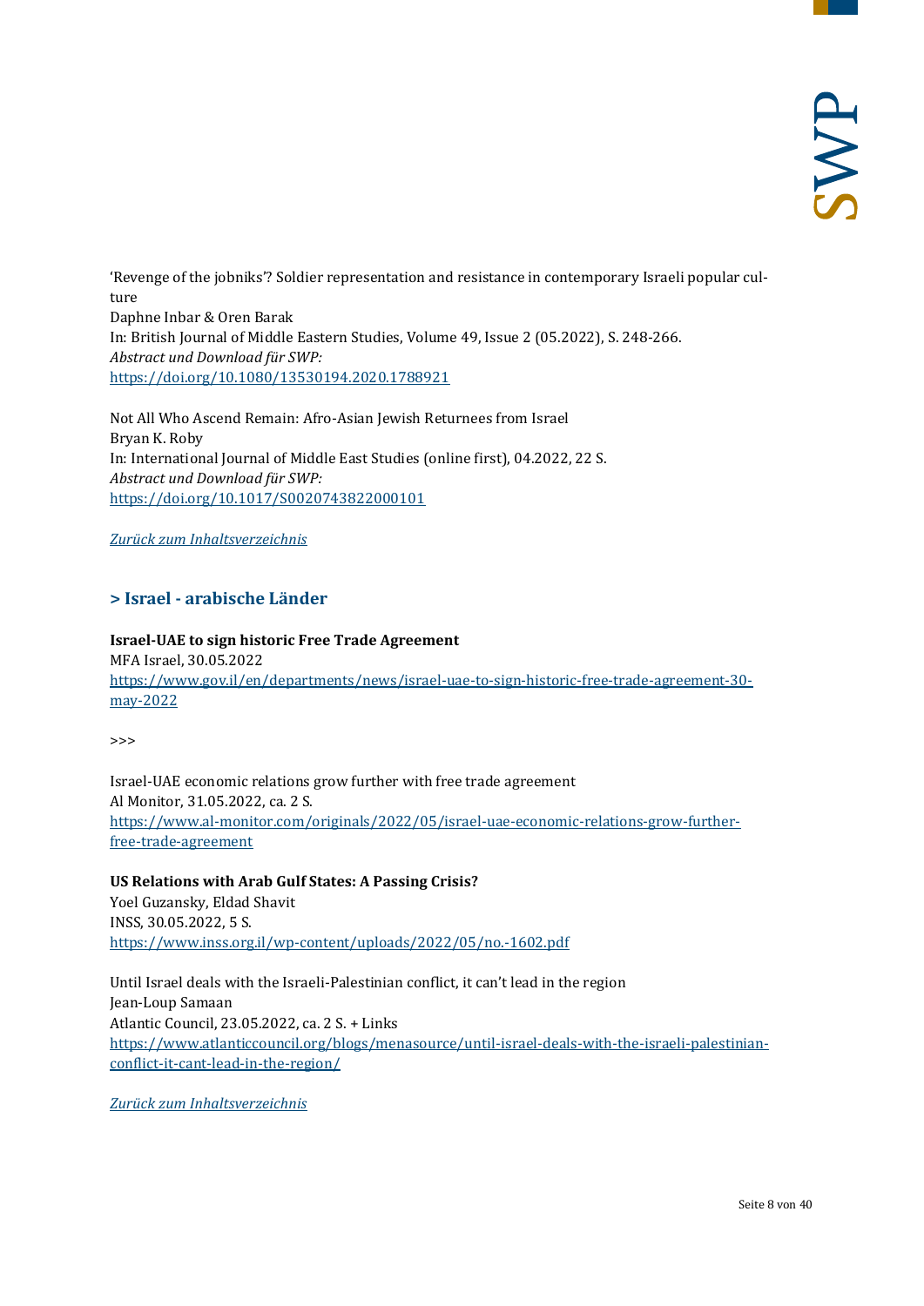'Revenge of the jobniks'? Soldier representation and resistance in contemporary Israeli popular culture
Daphne Inbar & Oren Barak
In: British Journal of Middle Eastern Studies, Volume 49, Issue 2 (05.2022), S. 248-266.
*Abstract und Download für SWP:*
https://doi.org/10.1080/13530194.2020.1788921

Not All Who Ascend Remain: Afro-Asian Jewish Returnees from Israel
Bryan K. Roby
In: International Journal of Middle East Studies (online first), 04.2022, 22 S.
*Abstract und Download für SWP:*
https://doi.org/10.1017/S0020743822000101

*Zurück zum Inhaltsverzeichnis*

## > Israel - arabische Länder

**Israel-UAE to sign historic Free Trade Agreement**
MFA Israel, 30.05.2022
https://www.gov.il/en/departments/news/israel-uae-to-sign-historic-free-trade-agreement-30-may-2022

>>>

Israel-UAE economic relations grow further with free trade agreement
Al Monitor, 31.05.2022, ca. 2 S.
https://www.al-monitor.com/originals/2022/05/israel-uae-economic-relations-grow-further-free-trade-agreement

**US Relations with Arab Gulf States: A Passing Crisis?**
Yoel Guzansky, Eldad Shavit
INSS, 30.05.2022, 5 S.
https://www.inss.org.il/wp-content/uploads/2022/05/no.-1602.pdf

Until Israel deals with the Israeli-Palestinian conflict, it can't lead in the region
Jean-Loup Samaan
Atlantic Council, 23.05.2022, ca. 2 S. + Links
https://www.atlanticcouncil.org/blogs/menasource/until-israel-deals-with-the-israeli-palestinian-conflict-it-cant-lead-in-the-region/

*Zurück zum Inhaltsverzeichnis*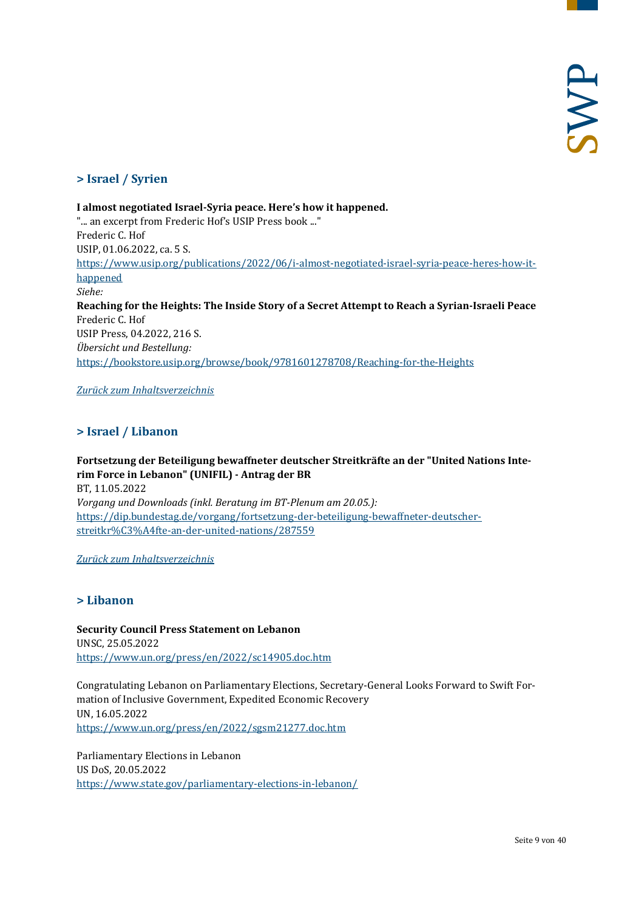## > Israel / Syrien

**I almost negotiated Israel-Syria peace. Here's how it happened.**
"... an excerpt from Frederic Hof's USIP Press book ..."
Frederic C. Hof
USIP, 01.06.2022, ca. 5 S.
https://www.usip.org/publications/2022/06/i-almost-negotiated-israel-syria-peace-heres-how-it-happened
*Siehe:*
**Reaching for the Heights: The Inside Story of a Secret Attempt to Reach a Syrian-Israeli Peace**
Frederic C. Hof
USIP Press, 04.2022, 216 S.
*Übersicht und Bestellung:*
https://bookstore.usip.org/browse/book/9781601278708/Reaching-for-the-Heights

*Zurück zum Inhaltsverzeichnis*

## > Israel / Libanon

**Fortsetzung der Beteiligung bewaffneter deutscher Streitkräfte an der "United Nations Interim Force in Lebanon" (UNIFIL) - Antrag der BR**
BT, 11.05.2022
*Vorgang und Downloads (inkl. Beratung im BT-Plenum am 20.05.):*
https://dip.bundestag.de/vorgang/fortsetzung-der-beteiligung-bewaffneter-deutscher-streitkr%C3%A4fte-an-der-united-nations/287559

*Zurück zum Inhaltsverzeichnis*

## > Libanon

**Security Council Press Statement on Lebanon**
UNSC, 25.05.2022
https://www.un.org/press/en/2022/sc14905.doc.htm

Congratulating Lebanon on Parliamentary Elections, Secretary-General Looks Forward to Swift Formation of Inclusive Government, Expedited Economic Recovery
UN, 16.05.2022
https://www.un.org/press/en/2022/sgsm21277.doc.htm

Parliamentary Elections in Lebanon
US DoS, 20.05.2022
https://www.state.gov/parliamentary-elections-in-lebanon/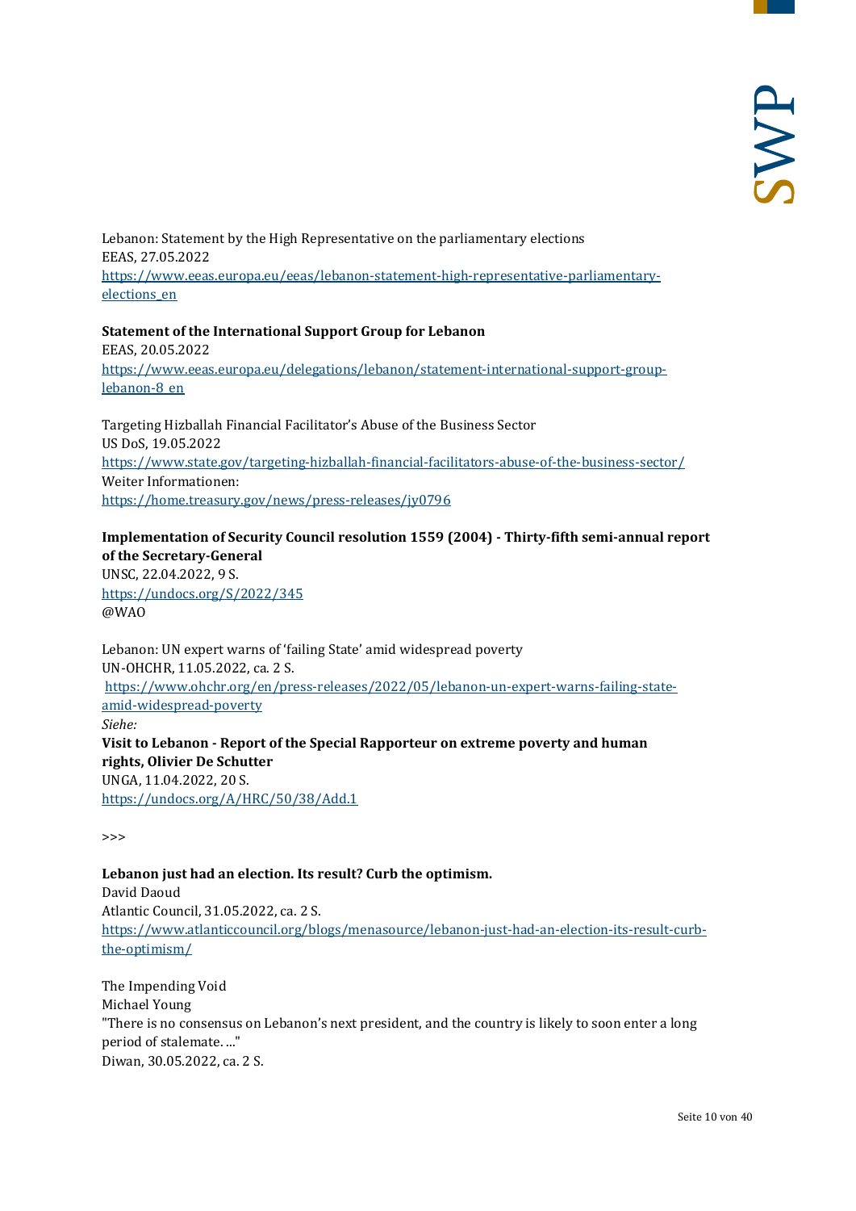Lebanon: Statement by the High Representative on the parliamentary elections
EEAS, 27.05.2022
https://www.eeas.europa.eu/eeas/lebanon-statement-high-representative-parliamentary-elections_en

**Statement of the International Support Group for Lebanon**
EEAS, 20.05.2022
https://www.eeas.europa.eu/delegations/lebanon/statement-international-support-group-lebanon-8_en

Targeting Hizballah Financial Facilitator's Abuse of the Business Sector
US DoS, 19.05.2022
https://www.state.gov/targeting-hizballah-financial-facilitators-abuse-of-the-business-sector/
Weiter Informationen:
https://home.treasury.gov/news/press-releases/jy0796

**Implementation of Security Council resolution 1559 (2004) - Thirty-fifth semi-annual report of the Secretary-General**
UNSC, 22.04.2022, 9 S.
https://undocs.org/S/2022/345
@WAO

Lebanon: UN expert warns of 'failing State' amid widespread poverty
UN-OHCHR, 11.05.2022, ca. 2 S.
https://www.ohchr.org/en/press-releases/2022/05/lebanon-un-expert-warns-failing-state-amid-widespread-poverty
*Siehe:*
**Visit to Lebanon - Report of the Special Rapporteur on extreme poverty and human rights, Olivier De Schutter**
UNGA, 11.04.2022, 20 S.
https://undocs.org/A/HRC/50/38/Add.1

>>>

**Lebanon just had an election. Its result? Curb the optimism.**
David Daoud
Atlantic Council, 31.05.2022, ca. 2 S.
https://www.atlanticcouncil.org/blogs/menasource/lebanon-just-had-an-election-its-result-curb-the-optimism/

The Impending Void
Michael Young
"There is no consensus on Lebanon's next president, and the country is likely to soon enter a long period of stalemate. ..."
Diwan, 30.05.2022, ca. 2 S.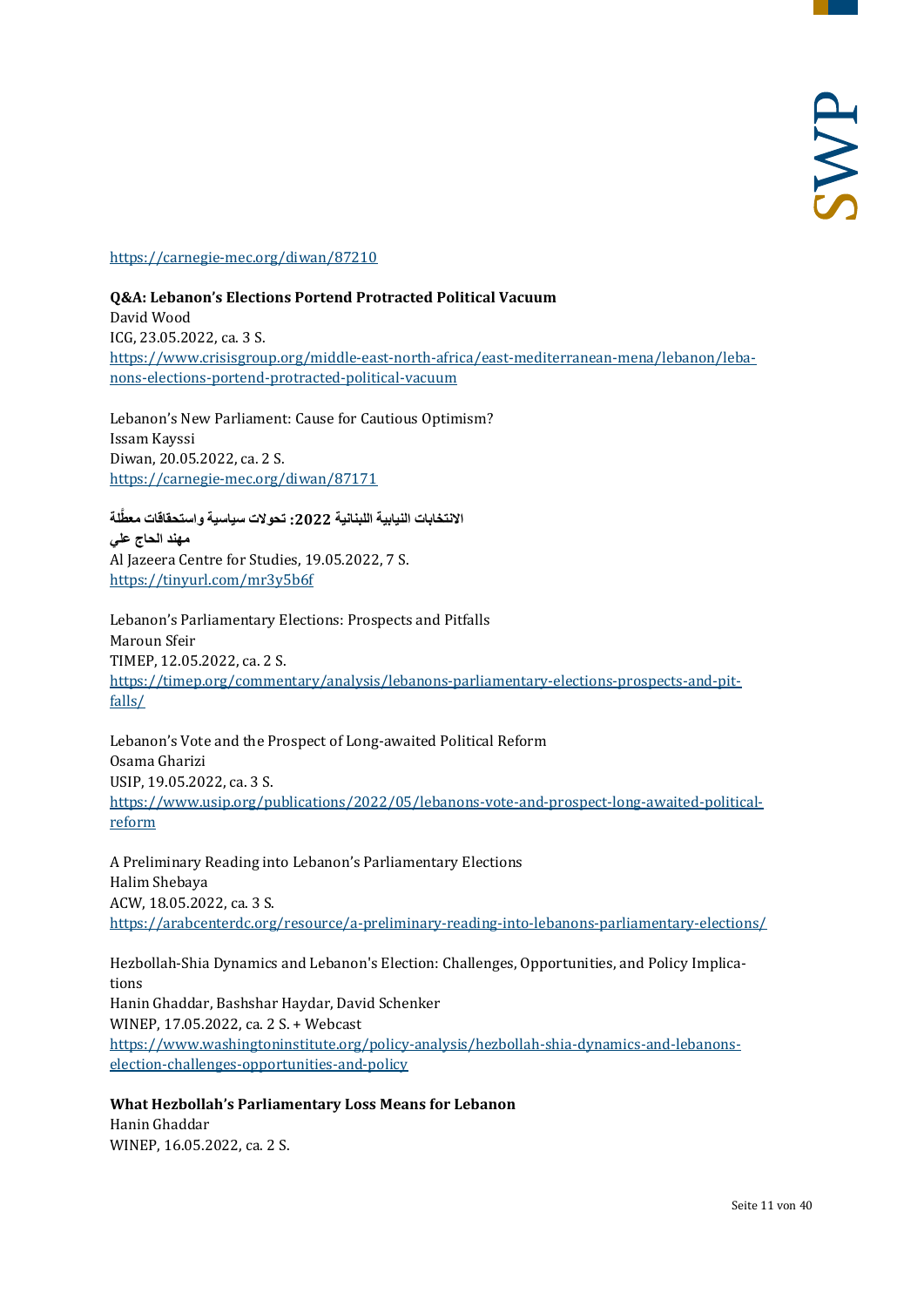https://carnegie-mec.org/diwan/87210

**Q&A: Lebanon's Elections Portend Protracted Political Vacuum**
David Wood
ICG, 23.05.2022, ca. 3 S.
https://www.crisisgroup.org/middle-east-north-africa/east-mediterranean-mena/lebanon/lebanons-elections-portend-protracted-political-vacuum

Lebanon's New Parliament: Cause for Cautious Optimism?
Issam Kayssi
Diwan, 20.05.2022, ca. 2 S.
https://carnegie-mec.org/diwan/87171

**الانتخابات النيابية اللبنانية 2022: تحولات سياسية واستحقاقات معطَّلة**
**مهند الحاج علي**
Al Jazeera Centre for Studies, 19.05.2022, 7 S.
https://tinyurl.com/mr3y5b6f

Lebanon's Parliamentary Elections: Prospects and Pitfalls
Maroun Sfeir
TIMEP, 12.05.2022, ca. 2 S.
https://timep.org/commentary/analysis/lebanons-parliamentary-elections-prospects-and-pitfalls/

Lebanon's Vote and the Prospect of Long-awaited Political Reform
Osama Gharizi
USIP, 19.05.2022, ca. 3 S.
https://www.usip.org/publications/2022/05/lebanons-vote-and-prospect-long-awaited-political-reform

A Preliminary Reading into Lebanon's Parliamentary Elections
Halim Shebaya
ACW, 18.05.2022, ca. 3 S.
https://arabcenterdc.org/resource/a-preliminary-reading-into-lebanons-parliamentary-elections/

Hezbollah-Shia Dynamics and Lebanon's Election: Challenges, Opportunities, and Policy Implications
Hanin Ghaddar, Bashshar Haydar, David Schenker
WINEP, 17.05.2022, ca. 2 S. + Webcast
https://www.washingtoninstitute.org/policy-analysis/hezbollah-shia-dynamics-and-lebanons-election-challenges-opportunities-and-policy

**What Hezbollah's Parliamentary Loss Means for Lebanon**
Hanin Ghaddar
WINEP, 16.05.2022, ca. 2 S.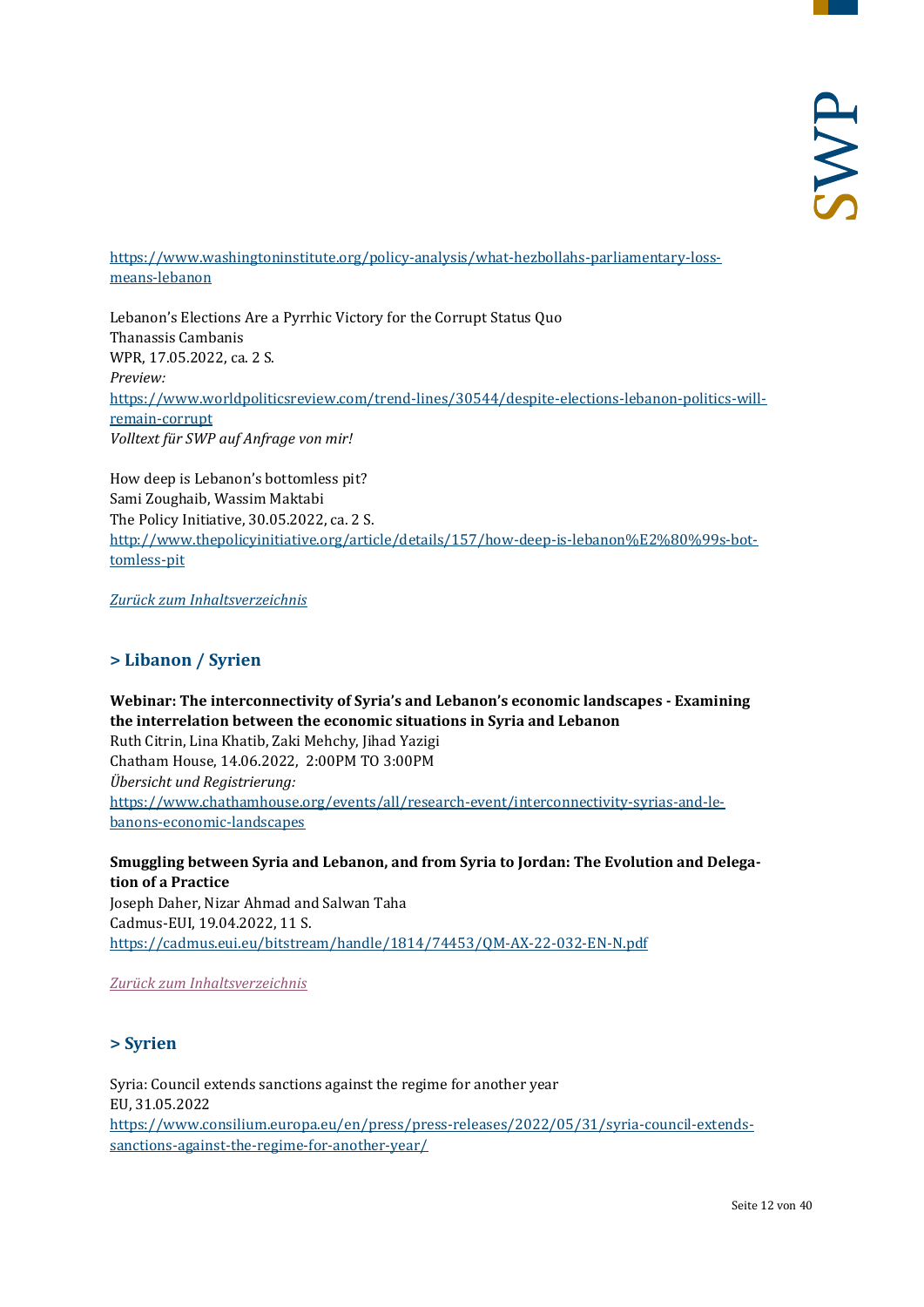[https://www.washingtoninstitute.org/policy-analysis/what-hezbollahs-parliamentary-loss-means-lebanon](https://www.washingtoninstitute.org/policy-analysis/what-hezbollahs-parliamentary-loss-means-lebanon)

Lebanon's Elections Are a Pyrrhic Victory for the Corrupt Status Quo
Thanassis Cambanis
WPR, 17.05.2022, ca. 2 S.
*Preview:*
[https://www.worldpoliticsreview.com/trend-lines/30544/despite-elections-lebanon-politics-will-remain-corrupt](https://www.worldpoliticsreview.com/trend-lines/30544/despite-elections-lebanon-politics-will-remain-corrupt)
*Volltext für SWP auf Anfrage von mir!*

How deep is Lebanon's bottomless pit?
Sami Zoughaib, Wassim Maktabi
The Policy Initiative, 30.05.2022, ca. 2 S.
[http://www.thepolicyinitiative.org/article/details/157/how-deep-is-lebanon%E2%80%99s-bottomless-pit](http://www.thepolicyinitiative.org/article/details/157/how-deep-is-lebanon%E2%80%99s-bottomless-pit)

*Zurück zum Inhaltsverzeichnis*

## > Libanon / Syrien

**Webinar: The interconnectivity of Syria's and Lebanon's economic landscapes - Examining the interrelation between the economic situations in Syria and Lebanon**
Ruth Citrin, Lina Khatib, Zaki Mehchy, Jihad Yazigi
Chatham House, 14.06.2022, 2:00PM TO 3:00PM
*Übersicht und Registrierung:*
[https://www.chathamhouse.org/events/all/research-event/interconnectivity-syrias-and-lebanons-economic-landscapes](https://www.chathamhouse.org/events/all/research-event/interconnectivity-syrias-and-lebanons-economic-landscapes)

**Smuggling between Syria and Lebanon, and from Syria to Jordan: The Evolution and Delegation of a Practice**
Joseph Daher, Nizar Ahmad and Salwan Taha
Cadmus-EUI, 19.04.2022, 11 S.
[https://cadmus.eui.eu/bitstream/handle/1814/74453/QM-AX-22-032-EN-N.pdf](https://cadmus.eui.eu/bitstream/handle/1814/74453/QM-AX-22-032-EN-N.pdf)

*Zurück zum Inhaltsverzeichnis*

## > Syrien

Syria: Council extends sanctions against the regime for another year
EU, 31.05.2022
[https://www.consilium.europa.eu/en/press/press-releases/2022/05/31/syria-council-extends-sanctions-against-the-regime-for-another-year/](https://www.consilium.europa.eu/en/press/press-releases/2022/05/31/syria-council-extends-sanctions-against-the-regime-for-another-year/)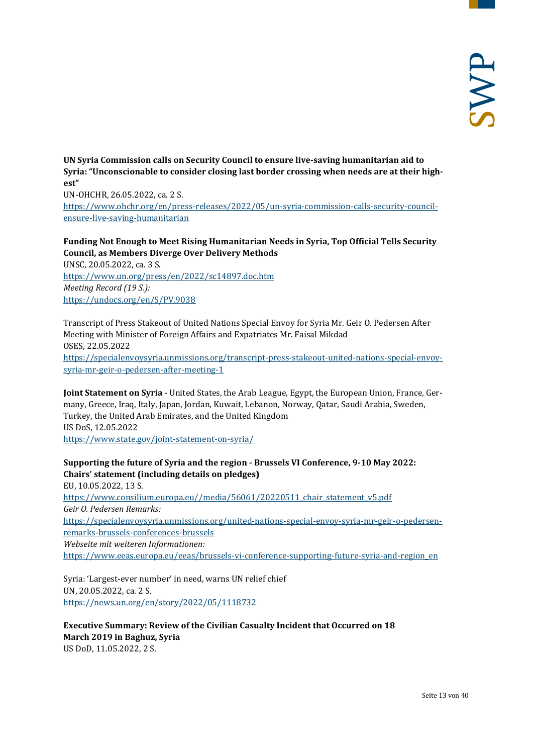**UN Syria Commission calls on Security Council to ensure live-saving humanitarian aid to Syria: "Unconscionable to consider closing last border crossing when needs are at their highest"**
UN-OHCHR, 26.05.2022, ca. 2 S.
https://www.ohchr.org/en/press-releases/2022/05/un-syria-commission-calls-security-council-ensure-live-saving-humanitarian

**Funding Not Enough to Meet Rising Humanitarian Needs in Syria, Top Official Tells Security Council, as Members Diverge Over Delivery Methods**
UNSC, 20.05.2022, ca. 3 S.
https://www.un.org/press/en/2022/sc14897.doc.htm
*Meeting Record (19 S.):*
https://undocs.org/en/S/PV.9038

Transcript of Press Stakeout of United Nations Special Envoy for Syria Mr. Geir O. Pedersen After Meeting with Minister of Foreign Affairs and Expatriates Mr. Faisal Mikdad
OSES, 22.05.2022
https://specialenvoysyria.unmissions.org/transcript-press-stakeout-united-nations-special-envoy-syria-mr-geir-o-pedersen-after-meeting-1

**Joint Statement on Syria** - United States, the Arab League, Egypt, the European Union, France, Germany, Greece, Iraq, Italy, Japan, Jordan, Kuwait, Lebanon, Norway, Qatar, Saudi Arabia, Sweden, Turkey, the United Arab Emirates, and the United Kingdom
US DoS, 12.05.2022
https://www.state.gov/joint-statement-on-syria/

**Supporting the future of Syria and the region - Brussels VI Conference, 9-10 May 2022: Chairs' statement (including details on pledges)**
EU, 10.05.2022, 13 S.
https://www.consilium.europa.eu//media/56061/20220511_chair_statement_v5.pdf
*Geir O. Pedersen Remarks:*
https://specialenvoysyria.unmissions.org/united-nations-special-envoy-syria-mr-geir-o-pedersen-remarks-brussels-conferences-brussels
*Webseite mit weiteren Informationen:*
https://www.eeas.europa.eu/eeas/brussels-vi-conference-supporting-future-syria-and-region_en

Syria: 'Largest-ever number' in need, warns UN relief chief
UN, 20.05.2022, ca. 2 S.
https://news.un.org/en/story/2022/05/1118732

**Executive Summary: Review of the Civilian Casualty Incident that Occurred on 18 March 2019 in Baghuz, Syria**
US DoD, 11.05.2022, 2 S.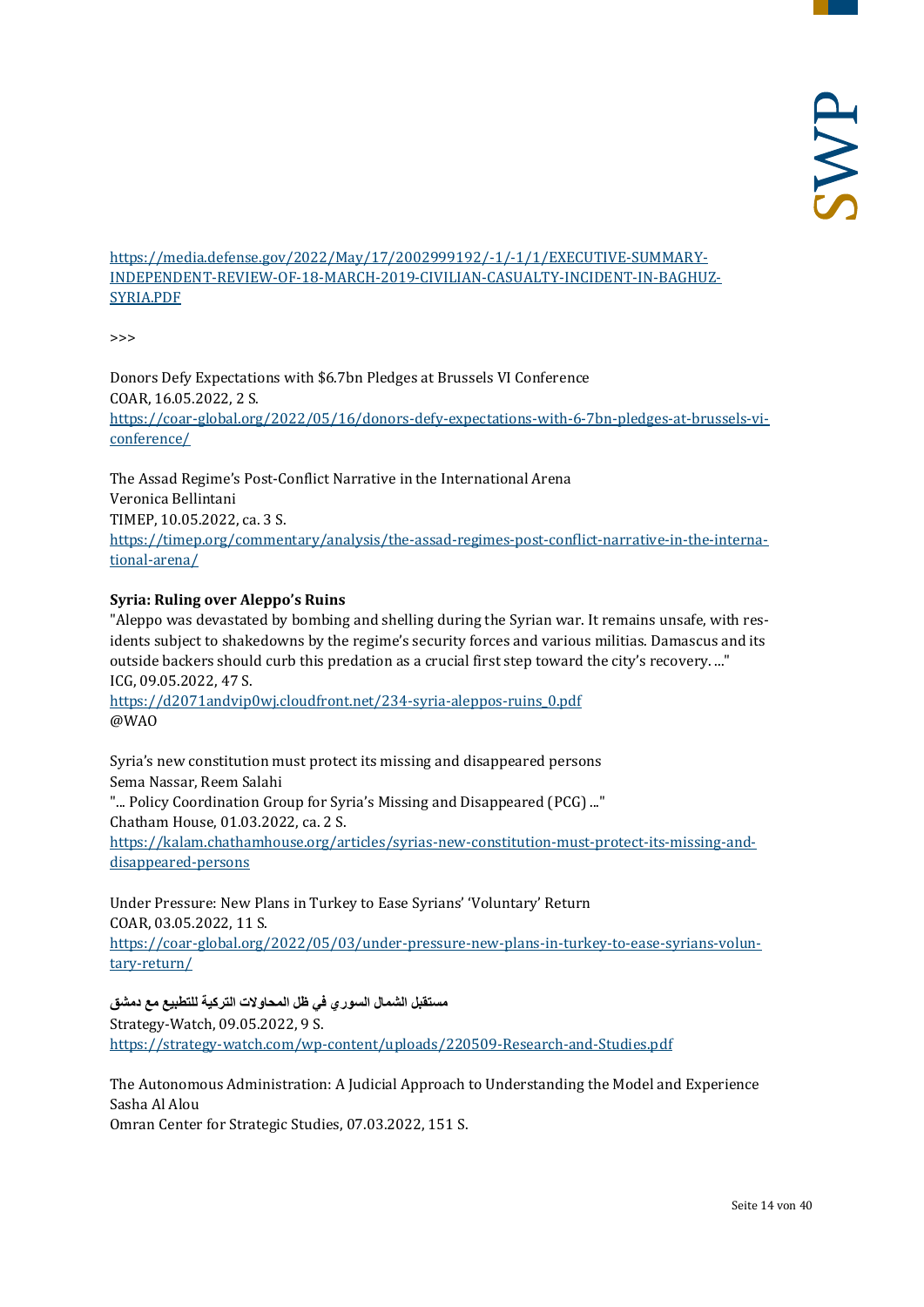https://media.defense.gov/2022/May/17/2002999192/-1/-1/1/EXECUTIVE-SUMMARY-INDEPENDENT-REVIEW-OF-18-MARCH-2019-CIVILIAN-CASUALTY-INCIDENT-IN-BAGHUZ-SYRIA.PDF

>>>

Donors Defy Expectations with $6.7bn Pledges at Brussels VI Conference
COAR, 16.05.2022, 2 S.
https://coar-global.org/2022/05/16/donors-defy-expectations-with-6-7bn-pledges-at-brussels-vi-conference/

The Assad Regime's Post-Conflict Narrative in the International Arena
Veronica Bellintani
TIMEP, 10.05.2022, ca. 3 S.
https://timep.org/commentary/analysis/the-assad-regimes-post-conflict-narrative-in-the-international-arena/

**Syria: Ruling over Aleppo's Ruins**
"Aleppo was devastated by bombing and shelling during the Syrian war. It remains unsafe, with residents subject to shakedowns by the regime's security forces and various militias. Damascus and its outside backers should curb this predation as a crucial first step toward the city's recovery. ..."
ICG, 09.05.2022, 47 S.
https://d2071andvip0wj.cloudfront.net/234-syria-aleppos-ruins_0.pdf
@WAO

Syria's new constitution must protect its missing and disappeared persons
Sema Nassar, Reem Salahi
"... Policy Coordination Group for Syria's Missing and Disappeared (PCG) ..."
Chatham House, 01.03.2022, ca. 2 S.
https://kalam.chathamhouse.org/articles/syrias-new-constitution-must-protect-its-missing-and-disappeared-persons

Under Pressure: New Plans in Turkey to Ease Syrians' 'Voluntary' Return
COAR, 03.05.2022, 11 S.
https://coar-global.org/2022/05/03/under-pressure-new-plans-in-turkey-to-ease-syrians-voluntary-return/

**مستقبل الشمال السوري في ظل المحاولات التركية للتطبيع مع دمشق**
Strategy-Watch, 09.05.2022, 9 S.
https://strategy-watch.com/wp-content/uploads/220509-Research-and-Studies.pdf

The Autonomous Administration: A Judicial Approach to Understanding the Model and Experience
Sasha Al Alou
Omran Center for Strategic Studies, 07.03.2022, 151 S.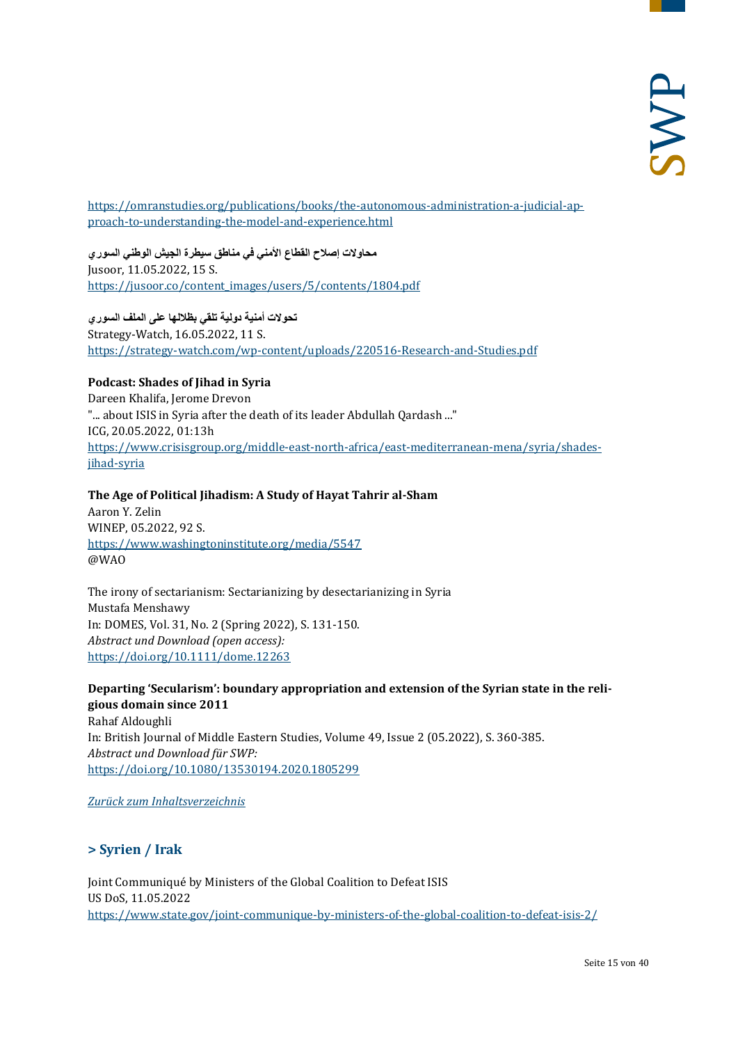https://omranstudies.org/publications/books/the-autonomous-administration-a-judicial-approach-to-understanding-the-model-and-experience.html

**محاولات إصلاح القطاع الأمني في مناطق سيطرة الجيش الوطني السوري**
Jusoor, 11.05.2022, 15 S.
https://jusoor.co/content_images/users/5/contents/1804.pdf

**تحولات أمنية دولية تلقي بظلالها على الملف السوري**
Strategy-Watch, 16.05.2022, 11 S.
https://strategy-watch.com/wp-content/uploads/220516-Research-and-Studies.pdf

**Podcast: Shades of Jihad in Syria**
Dareen Khalifa, Jerome Drevon
"... about ISIS in Syria after the death of its leader Abdullah Qardash ..."
ICG, 20.05.2022, 01:13h
https://www.crisisgroup.org/middle-east-north-africa/east-mediterranean-mena/syria/shades-jihad-syria

**The Age of Political Jihadism: A Study of Hayat Tahrir al-Sham**
Aaron Y. Zelin
WINEP, 05.2022, 92 S.
https://www.washingtoninstitute.org/media/5547
@WAO

The irony of sectarianism: Sectarianizing by desectarianizing in Syria
Mustafa Menshawy
In: DOMES, Vol. 31, No. 2 (Spring 2022), S. 131-150.
*Abstract und Download (open access):*
https://doi.org/10.1111/dome.12263

**Departing 'Secularism': boundary appropriation and extension of the Syrian state in the religious domain since 2011**
Rahaf Aldoughli
In: British Journal of Middle Eastern Studies, Volume 49, Issue 2 (05.2022), S. 360-385.
*Abstract und Download für SWP:*
https://doi.org/10.1080/13530194.2020.1805299

*Zurück zum Inhaltsverzeichnis*

## > Syrien / Irak

Joint Communiqué by Ministers of the Global Coalition to Defeat ISIS
US DoS, 11.05.2022
https://www.state.gov/joint-communique-by-ministers-of-the-global-coalition-to-defeat-isis-2/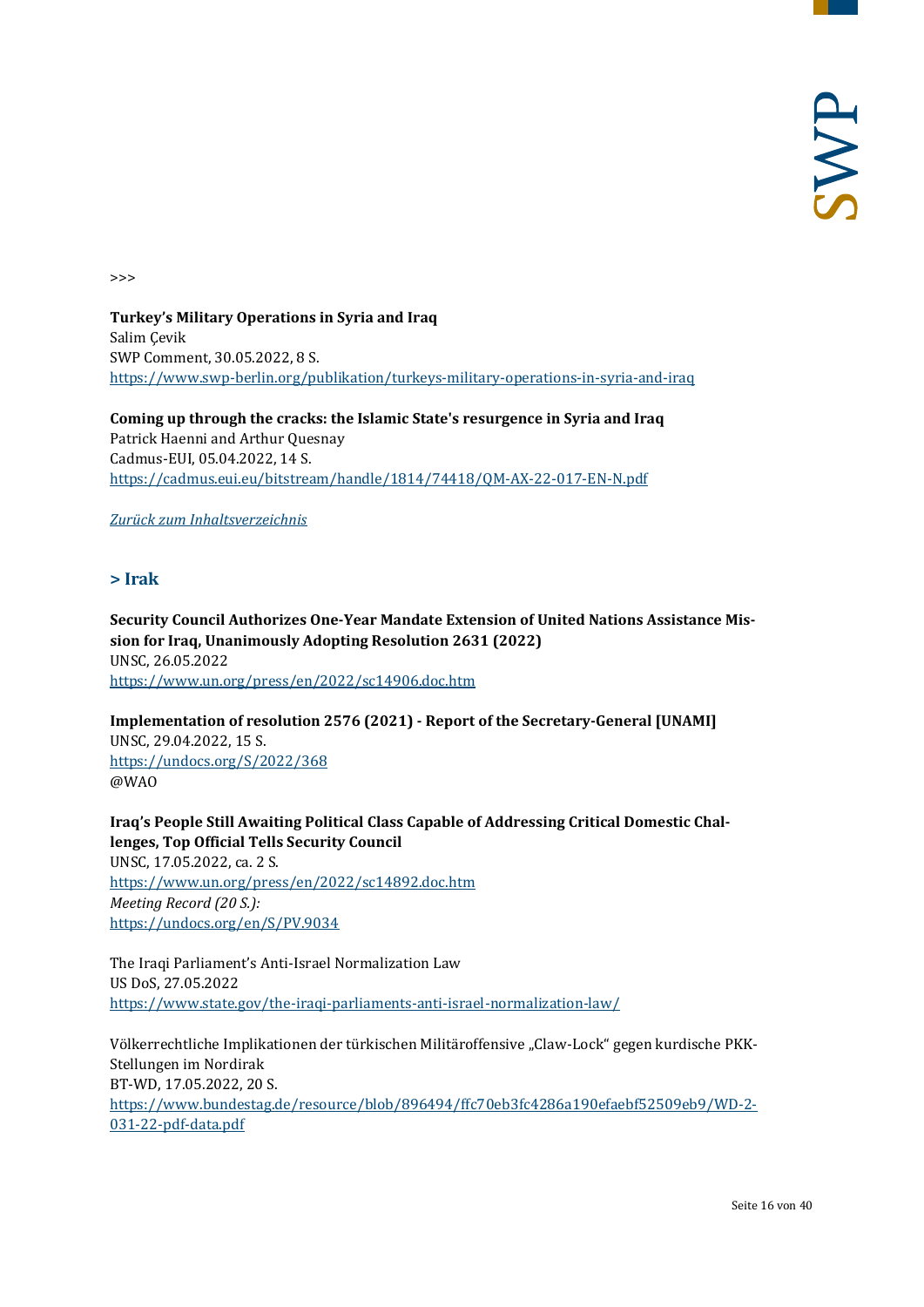>>>

**Turkey's Military Operations in Syria and Iraq**
Salim Çevik
SWP Comment, 30.05.2022, 8 S.
https://www.swp-berlin.org/publikation/turkeys-military-operations-in-syria-and-iraq

**Coming up through the cracks: the Islamic State's resurgence in Syria and Iraq**
Patrick Haenni and Arthur Quesnay
Cadmus-EUI, 05.04.2022, 14 S.
https://cadmus.eui.eu/bitstream/handle/1814/74418/QM-AX-22-017-EN-N.pdf

*Zurück zum Inhaltsverzeichnis*

## > Irak

**Security Council Authorizes One-Year Mandate Extension of United Nations Assistance Mission for Iraq, Unanimously Adopting Resolution 2631 (2022)**
UNSC, 26.05.2022
https://www.un.org/press/en/2022/sc14906.doc.htm

**Implementation of resolution 2576 (2021) - Report of the Secretary-General [UNAMI]**
UNSC, 29.04.2022, 15 S.
https://undocs.org/S/2022/368
@WAO

**Iraq's People Still Awaiting Political Class Capable of Addressing Critical Domestic Challenges, Top Official Tells Security Council**
UNSC, 17.05.2022, ca. 2 S.
https://www.un.org/press/en/2022/sc14892.doc.htm
*Meeting Record (20 S.):*
https://undocs.org/en/S/PV.9034

The Iraqi Parliament's Anti-Israel Normalization Law
US DoS, 27.05.2022
https://www.state.gov/the-iraqi-parliaments-anti-israel-normalization-law/

Völkerrechtliche Implikationen der türkischen Militäroffensive „Claw-Lock" gegen kurdische PKK-Stellungen im Nordirak
BT-WD, 17.05.2022, 20 S.
https://www.bundestag.de/resource/blob/896494/ffc70eb3fc4286a190efaebf52509eb9/WD-2-031-22-pdf-data.pdf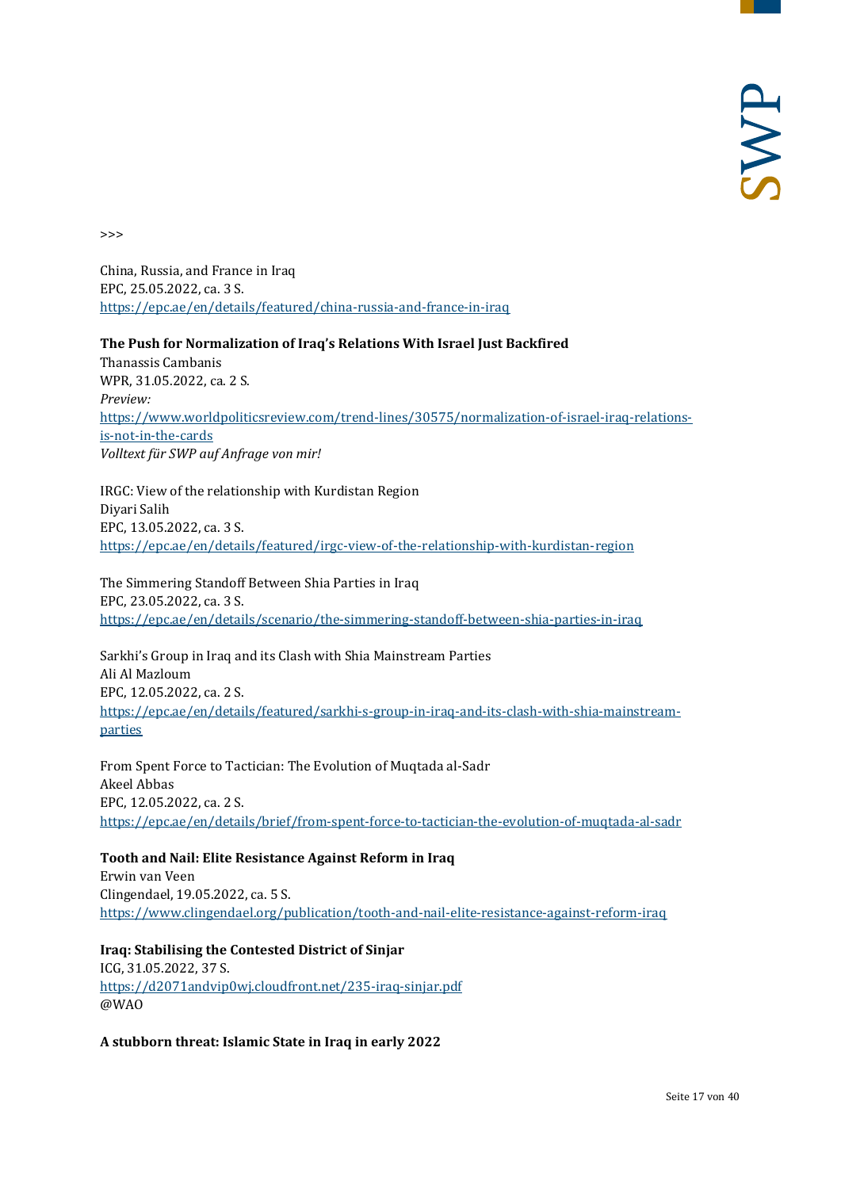>>>

China, Russia, and France in Iraq
EPC, 25.05.2022, ca. 3 S.
https://epc.ae/en/details/featured/china-russia-and-france-in-iraq

**The Push for Normalization of Iraq's Relations With Israel Just Backfired**
Thanassis Cambanis
WPR, 31.05.2022, ca. 2 S.
*Preview:*
https://www.worldpoliticsreview.com/trend-lines/30575/normalization-of-israel-iraq-relations-is-not-in-the-cards
*Volltext für SWP auf Anfrage von mir!*

IRGC: View of the relationship with Kurdistan Region
Diyari Salih
EPC, 13.05.2022, ca. 3 S.
https://epc.ae/en/details/featured/irgc-view-of-the-relationship-with-kurdistan-region

The Simmering Standoff Between Shia Parties in Iraq
EPC, 23.05.2022, ca. 3 S.
https://epc.ae/en/details/scenario/the-simmering-standoff-between-shia-parties-in-iraq

Sarkhi's Group in Iraq and its Clash with Shia Mainstream Parties
Ali Al Mazloum
EPC, 12.05.2022, ca. 2 S.
https://epc.ae/en/details/featured/sarkhi-s-group-in-iraq-and-its-clash-with-shia-mainstream-parties

From Spent Force to Tactician: The Evolution of Muqtada al-Sadr
Akeel Abbas
EPC, 12.05.2022, ca. 2 S.
https://epc.ae/en/details/brief/from-spent-force-to-tactician-the-evolution-of-muqtada-al-sadr

**Tooth and Nail: Elite Resistance Against Reform in Iraq**
Erwin van Veen
Clingendael, 19.05.2022, ca. 5 S.
https://www.clingendael.org/publication/tooth-and-nail-elite-resistance-against-reform-iraq

**Iraq: Stabilising the Contested District of Sinjar**
ICG, 31.05.2022, 37 S.
https://d2071andvip0wj.cloudfront.net/235-iraq-sinjar.pdf
@WAO

**A stubborn threat: Islamic State in Iraq in early 2022**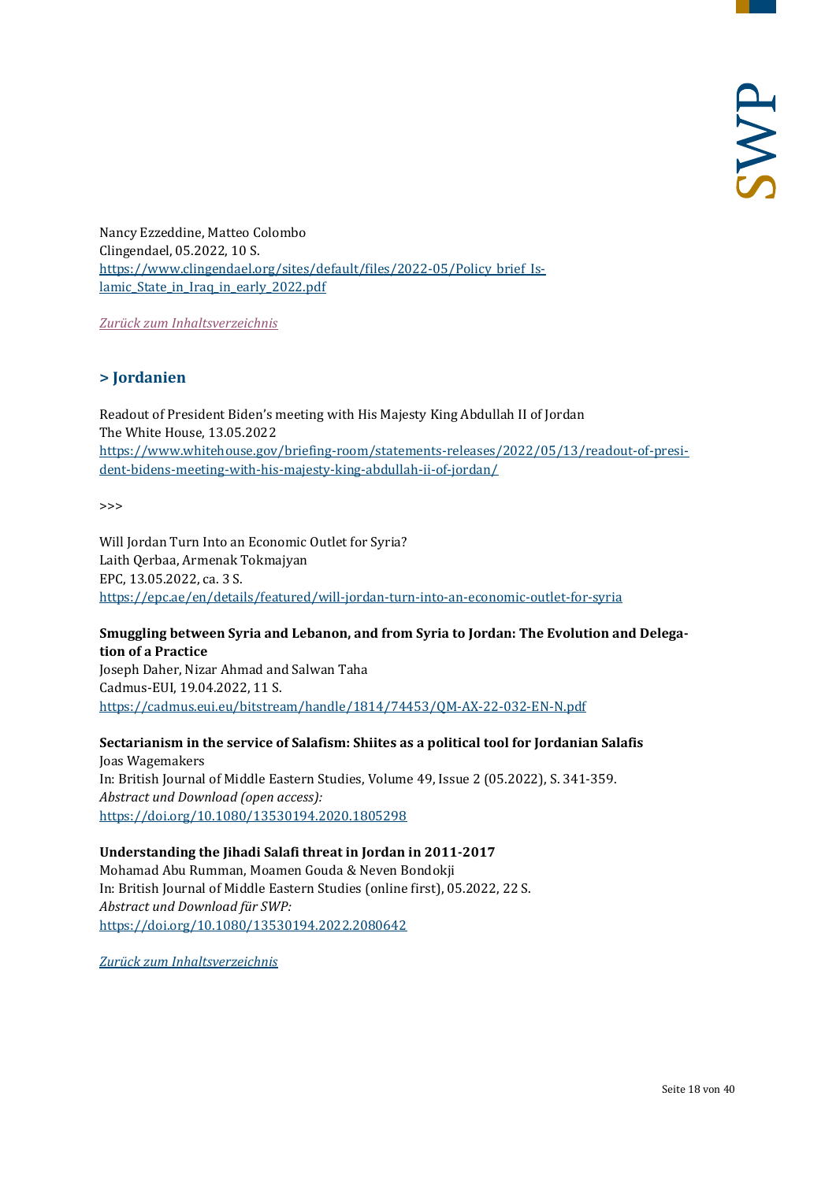Nancy Ezzeddine, Matteo Colombo
Clingendael, 05.2022, 10 S.
[https://www.clingendael.org/sites/default/files/2022-05/Policy_brief_Islamic_State_in_Iraq_in_early_2022.pdf](https://www.clingendael.org/sites/default/files/2022-05/Policy_brief_Islamic_State_in_Iraq_in_early_2022.pdf)

*Zurück zum Inhaltsverzeichnis*

## > Jordanien

Readout of President Biden's meeting with His Majesty King Abdullah II of Jordan
The White House, 13.05.2022
[https://www.whitehouse.gov/briefing-room/statements-releases/2022/05/13/readout-of-president-bidens-meeting-with-his-majesty-king-abdullah-ii-of-jordan/](https://www.whitehouse.gov/briefing-room/statements-releases/2022/05/13/readout-of-president-bidens-meeting-with-his-majesty-king-abdullah-ii-of-jordan/)

>>>

Will Jordan Turn Into an Economic Outlet for Syria?
Laith Qerbaa, Armenak Tokmajyan
EPC, 13.05.2022, ca. 3 S.
[https://epc.ae/en/details/featured/will-jordan-turn-into-an-economic-outlet-for-syria](https://epc.ae/en/details/featured/will-jordan-turn-into-an-economic-outlet-for-syria)

**Smuggling between Syria and Lebanon, and from Syria to Jordan: The Evolution and Delegation of a Practice**
Joseph Daher, Nizar Ahmad and Salwan Taha
Cadmus-EUI, 19.04.2022, 11 S.
[https://cadmus.eui.eu/bitstream/handle/1814/74453/QM-AX-22-032-EN-N.pdf](https://cadmus.eui.eu/bitstream/handle/1814/74453/QM-AX-22-032-EN-N.pdf)

**Sectarianism in the service of Salafism: Shiites as a political tool for Jordanian Salafis**
Joas Wagemakers
In: British Journal of Middle Eastern Studies, Volume 49, Issue 2 (05.2022), S. 341-359.
*Abstract und Download (open access):*
[https://doi.org/10.1080/13530194.2020.1805298](https://doi.org/10.1080/13530194.2020.1805298)

**Understanding the Jihadi Salafi threat in Jordan in 2011-2017**
Mohamad Abu Rumman, Moamen Gouda & Neven Bondokji
In: British Journal of Middle Eastern Studies (online first), 05.2022, 22 S.
*Abstract und Download für SWP:*
[https://doi.org/10.1080/13530194.2022.2080642](https://doi.org/10.1080/13530194.2022.2080642)

*Zurück zum Inhaltsverzeichnis*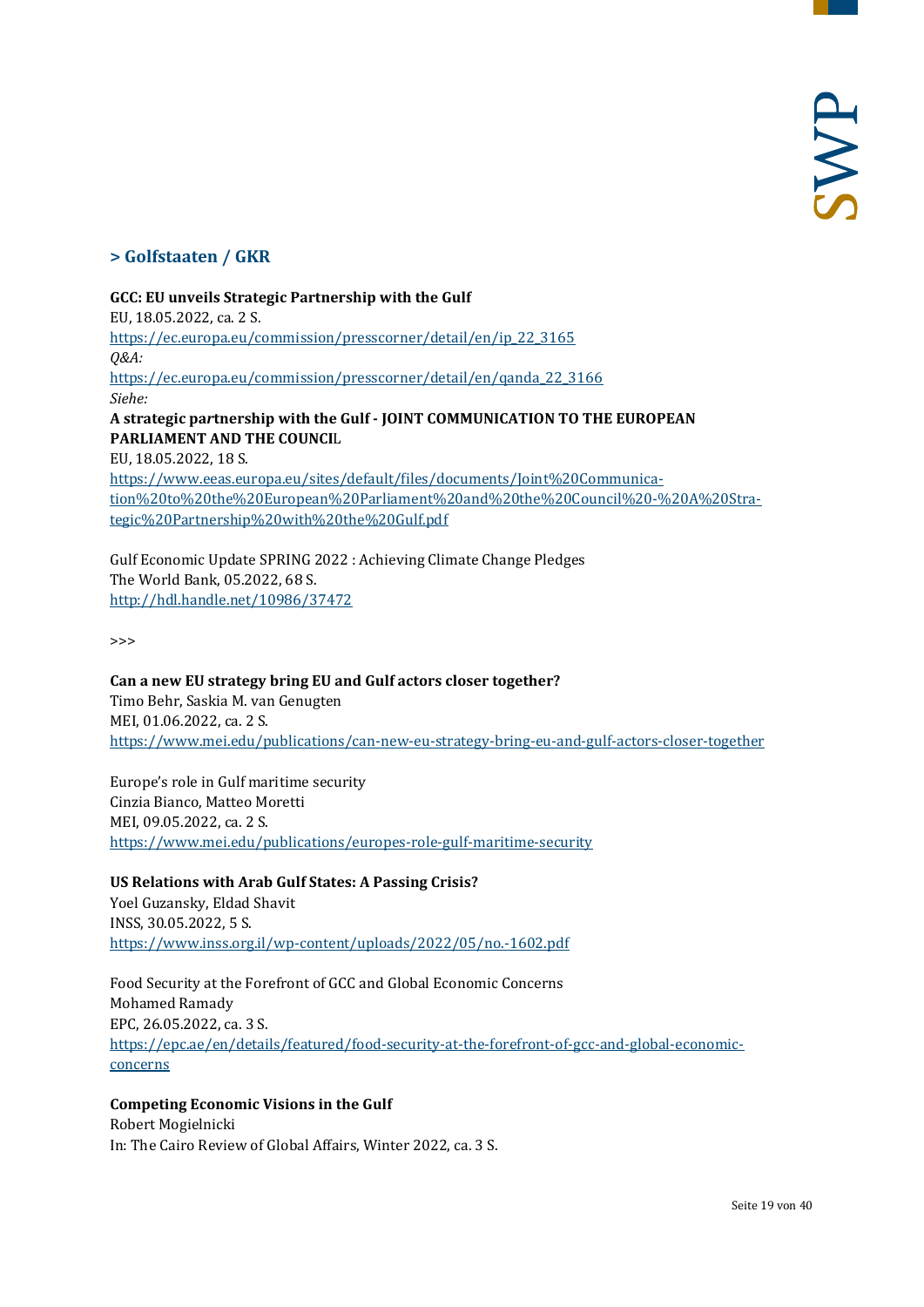## > Golfstaaten / GKR

**GCC: EU unveils Strategic Partnership with the Gulf**
EU, 18.05.2022, ca. 2 S.
https://ec.europa.eu/commission/presscorner/detail/en/ip_22_3165
*Q&A:*
https://ec.europa.eu/commission/presscorner/detail/en/qanda_22_3166
*Siehe:*
**A strategic partnership with the Gulf - JOINT COMMUNICATION TO THE EUROPEAN PARLIAMENT AND THE COUNCIL**
EU, 18.05.2022, 18 S.
https://www.eeas.europa.eu/sites/default/files/documents/Joint%20Communication%20to%20the%20European%20Parliament%20and%20the%20Council%20-%20A%20Strategic%20Partnership%20with%20the%20Gulf.pdf

Gulf Economic Update SPRING 2022 : Achieving Climate Change Pledges
The World Bank, 05.2022, 68 S.
http://hdl.handle.net/10986/37472

>>>

**Can a new EU strategy bring EU and Gulf actors closer together?**
Timo Behr, Saskia M. van Genugten
MEI, 01.06.2022, ca. 2 S.
https://www.mei.edu/publications/can-new-eu-strategy-bring-eu-and-gulf-actors-closer-together

Europe's role in Gulf maritime security
Cinzia Bianco, Matteo Moretti
MEI, 09.05.2022, ca. 2 S.
https://www.mei.edu/publications/europes-role-gulf-maritime-security

**US Relations with Arab Gulf States: A Passing Crisis?**
Yoel Guzansky, Eldad Shavit
INSS, 30.05.2022, 5 S.
https://www.inss.org.il/wp-content/uploads/2022/05/no.-1602.pdf

Food Security at the Forefront of GCC and Global Economic Concerns
Mohamed Ramady
EPC, 26.05.2022, ca. 3 S.
https://epc.ae/en/details/featured/food-security-at-the-forefront-of-gcc-and-global-economic-concerns

**Competing Economic Visions in the Gulf**
Robert Mogielnicki
In: The Cairo Review of Global Affairs, Winter 2022, ca. 3 S.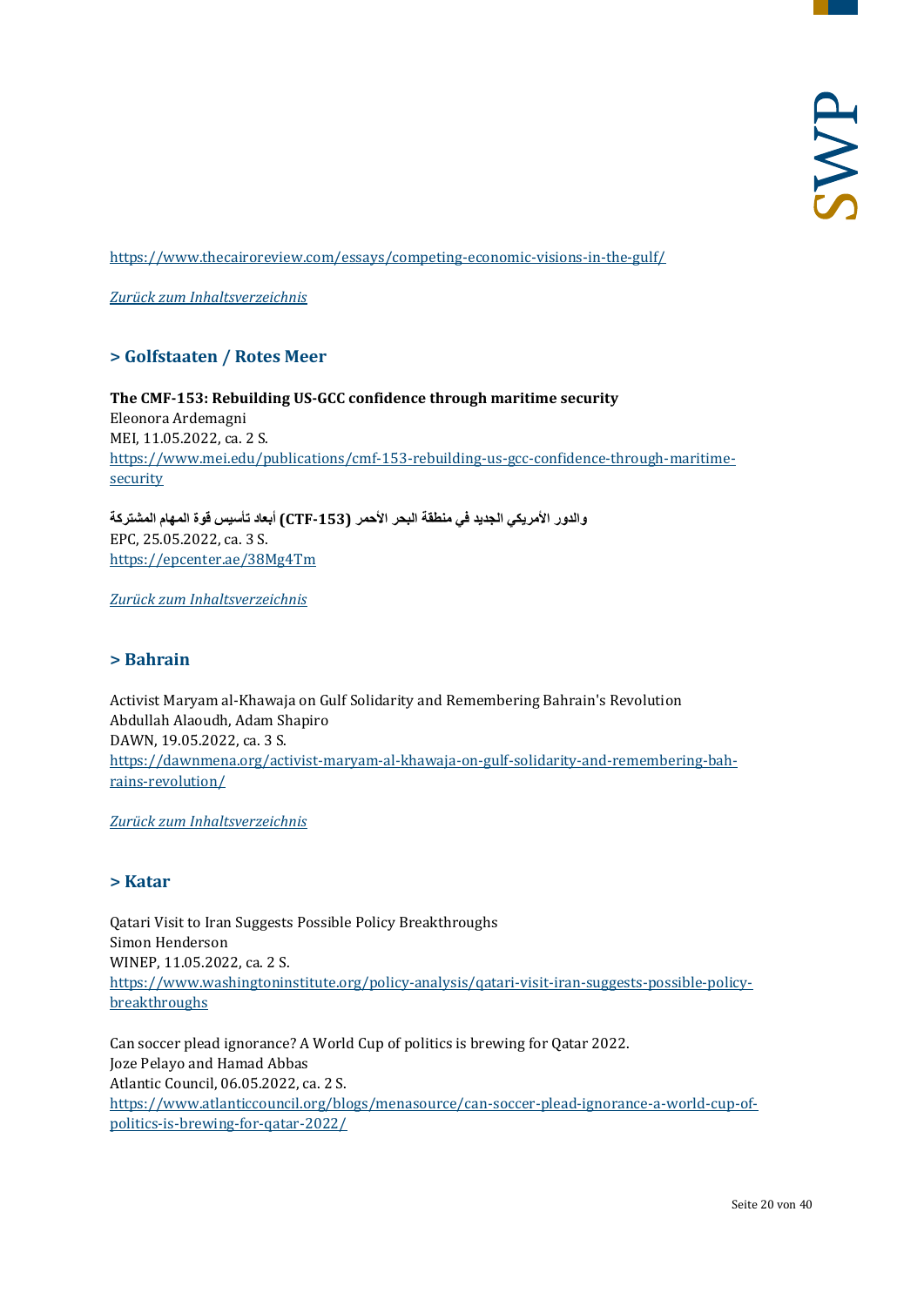https://www.thecairoreview.com/essays/competing-economic-visions-in-the-gulf/

*Zurück zum Inhaltsverzeichnis*

## > Golfstaaten / Rotes Meer

**The CMF-153: Rebuilding US-GCC confidence through maritime security**
Eleonora Ardemagni
MEI, 11.05.2022, ca. 2 S.
https://www.mei.edu/publications/cmf-153-rebuilding-us-gcc-confidence-through-maritime-security

**أبعاد تأسيس قوة المهام المشتركة (CTF-153) والدور الأمريكي الجديد في منطقة البحر الأحمر**
EPC, 25.05.2022, ca. 3 S.
https://epcenter.ae/38Mg4Tm

*Zurück zum Inhaltsverzeichnis*

## > Bahrain

Activist Maryam al-Khawaja on Gulf Solidarity and Remembering Bahrain's Revolution
Abdullah Alaoudh, Adam Shapiro
DAWN, 19.05.2022, ca. 3 S.
https://dawnmena.org/activist-maryam-al-khawaja-on-gulf-solidarity-and-remembering-bahrains-revolution/

*Zurück zum Inhaltsverzeichnis*

## > Katar

Qatari Visit to Iran Suggests Possible Policy Breakthroughs
Simon Henderson
WINEP, 11.05.2022, ca. 2 S.
https://www.washingtoninstitute.org/policy-analysis/qatari-visit-iran-suggests-possible-policy-breakthroughs

Can soccer plead ignorance? A World Cup of politics is brewing for Qatar 2022.
Joze Pelayo and Hamad Abbas
Atlantic Council, 06.05.2022, ca. 2 S.
https://www.atlanticcouncil.org/blogs/menasource/can-soccer-plead-ignorance-a-world-cup-of-politics-is-brewing-for-qatar-2022/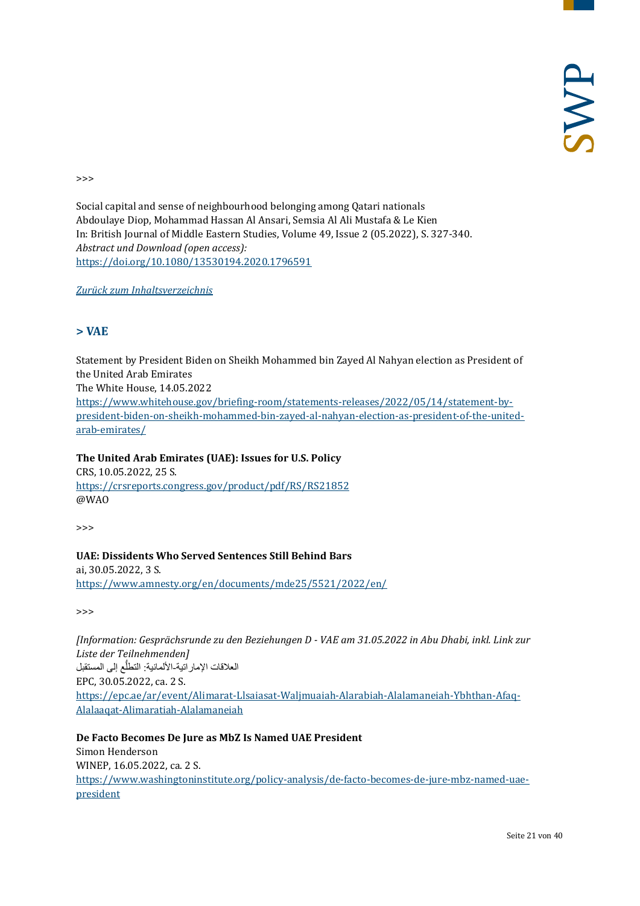>>>

Social capital and sense of neighbourhood belonging among Qatari nationals
Abdoulaye Diop, Mohammad Hassan Al Ansari, Semsia Al Ali Mustafa & Le Kien
In: British Journal of Middle Eastern Studies, Volume 49, Issue 2 (05.2022), S. 327-340.
*Abstract und Download (open access):*
https://doi.org/10.1080/13530194.2020.1796591

*Zurück zum Inhaltsverzeichnis*

## > VAE

Statement by President Biden on Sheikh Mohammed bin Zayed Al Nahyan election as President of the United Arab Emirates
The White House, 14.05.2022
https://www.whitehouse.gov/briefing-room/statements-releases/2022/05/14/statement-by-president-biden-on-sheikh-mohammed-bin-zayed-al-nahyan-election-as-president-of-the-united-arab-emirates/

**The United Arab Emirates (UAE): Issues for U.S. Policy**
CRS, 10.05.2022, 25 S.
https://crsreports.congress.gov/product/pdf/RS/RS21852
@WAO

>>>

**UAE: Dissidents Who Served Sentences Still Behind Bars**
ai, 30.05.2022, 3 S.
https://www.amnesty.org/en/documents/mde25/5521/2022/en/

>>>

*[Information: Gesprächsrunde zu den Beziehungen D - VAE am 31.05.2022 in Abu Dhabi, inkl. Link zur Liste der Teilnehmenden]*
العلاقات الإماراتية-الألمانية: التطلُّع إلى المستقبل
EPC, 30.05.2022, ca. 2 S.
https://epc.ae/ar/event/Alimarat-Llsaiasat-Waljmuaiah-Alarabiah-Alalamaneiah-Ybhthan-Afaq-Alalaaqat-Alimaratiah-Alalamaneiah

**De Facto Becomes De Jure as MbZ Is Named UAE President**
Simon Henderson
WINEP, 16.05.2022, ca. 2 S.
https://www.washingtoninstitute.org/policy-analysis/de-facto-becomes-de-jure-mbz-named-uae-president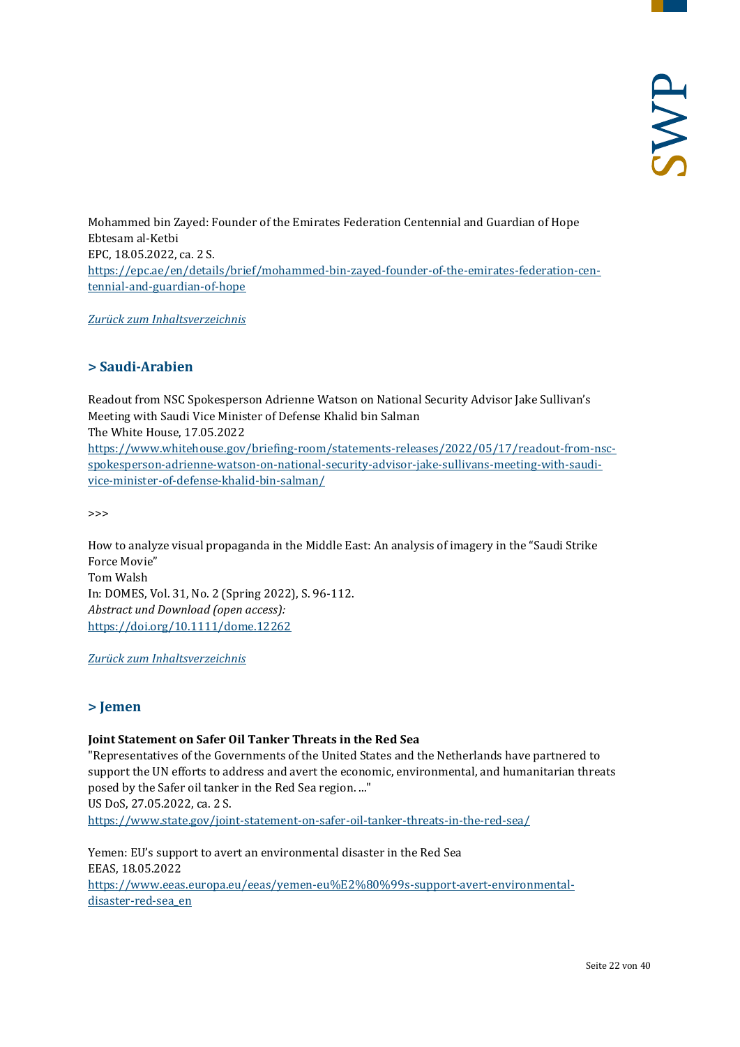Mohammed bin Zayed: Founder of the Emirates Federation Centennial and Guardian of Hope
Ebtesam al-Ketbi
EPC, 18.05.2022, ca. 2 S.
https://epc.ae/en/details/brief/mohammed-bin-zayed-founder-of-the-emirates-federation-centennial-and-guardian-of-hope

*Zurück zum Inhaltsverzeichnis*

## > Saudi-Arabien

Readout from NSC Spokesperson Adrienne Watson on National Security Advisor Jake Sullivan's Meeting with Saudi Vice Minister of Defense Khalid bin Salman
The White House, 17.05.2022
https://www.whitehouse.gov/briefing-room/statements-releases/2022/05/17/readout-from-nsc-spokesperson-adrienne-watson-on-national-security-advisor-jake-sullivans-meeting-with-saudi-vice-minister-of-defense-khalid-bin-salman/

>>>

How to analyze visual propaganda in the Middle East: An analysis of imagery in the "Saudi Strike Force Movie"
Tom Walsh
In: DOMES, Vol. 31, No. 2 (Spring 2022), S. 96-112.
*Abstract und Download (open access):*
https://doi.org/10.1111/dome.12262

*Zurück zum Inhaltsverzeichnis*

## > Jemen

**Joint Statement on Safer Oil Tanker Threats in the Red Sea**
"Representatives of the Governments of the United States and the Netherlands have partnered to support the UN efforts to address and avert the economic, environmental, and humanitarian threats posed by the Safer oil tanker in the Red Sea region. ..."
US DoS, 27.05.2022, ca. 2 S.
https://www.state.gov/joint-statement-on-safer-oil-tanker-threats-in-the-red-sea/

Yemen: EU's support to avert an environmental disaster in the Red Sea
EEAS, 18.05.2022
https://www.eeas.europa.eu/eeas/yemen-eu%E2%80%99s-support-avert-environmental-disaster-red-sea_en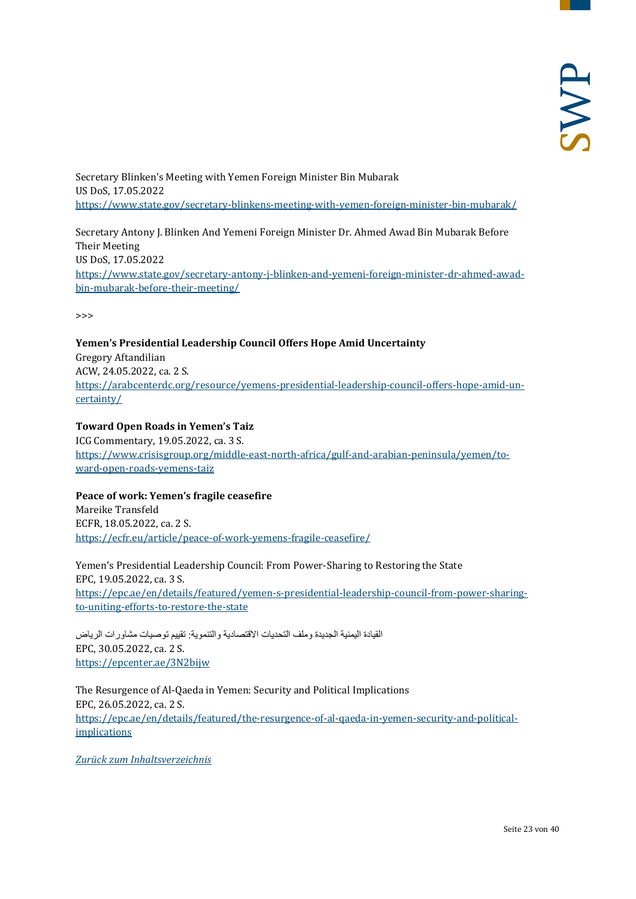Secretary Blinken's Meeting with Yemen Foreign Minister Bin Mubarak
US DoS, 17.05.2022
https://www.state.gov/secretary-blinkens-meeting-with-yemen-foreign-minister-bin-mubarak/

Secretary Antony J. Blinken And Yemeni Foreign Minister Dr. Ahmed Awad Bin Mubarak Before Their Meeting
US DoS, 17.05.2022
https://www.state.gov/secretary-antony-j-blinken-and-yemeni-foreign-minister-dr-ahmed-awad-bin-mubarak-before-their-meeting/

>>>

**Yemen's Presidential Leadership Council Offers Hope Amid Uncertainty**
Gregory Aftandilian
ACW, 24.05.2022, ca. 2 S.
https://arabcenterdc.org/resource/yemens-presidential-leadership-council-offers-hope-amid-uncertainty/

**Toward Open Roads in Yemen's Taiz**
ICG Commentary, 19.05.2022, ca. 3 S.
https://www.crisisgroup.org/middle-east-north-africa/gulf-and-arabian-peninsula/yemen/toward-open-roads-yemens-taiz

**Peace of work: Yemen's fragile ceasefire**
Mareike Transfeld
ECFR, 18.05.2022, ca. 2 S.
https://ecfr.eu/article/peace-of-work-yemens-fragile-ceasefire/

Yemen's Presidential Leadership Council: From Power-Sharing to Restoring the State
EPC, 19.05.2022, ca. 3 S.
https://epc.ae/en/details/featured/yemen-s-presidential-leadership-council-from-power-sharing-to-uniting-efforts-to-restore-the-state

القيادة اليمنية الجديدة وملف التحديات الاقتصادية والتنموية: تقييم توصيات مشاورات الرياض
EPC, 30.05.2022, ca. 2 S.
https://epcenter.ae/3N2bijw

The Resurgence of Al-Qaeda in Yemen: Security and Political Implications
EPC, 26.05.2022, ca. 2 S.
https://epc.ae/en/details/featured/the-resurgence-of-al-qaeda-in-yemen-security-and-political-implications

*Zurück zum Inhaltsverzeichnis*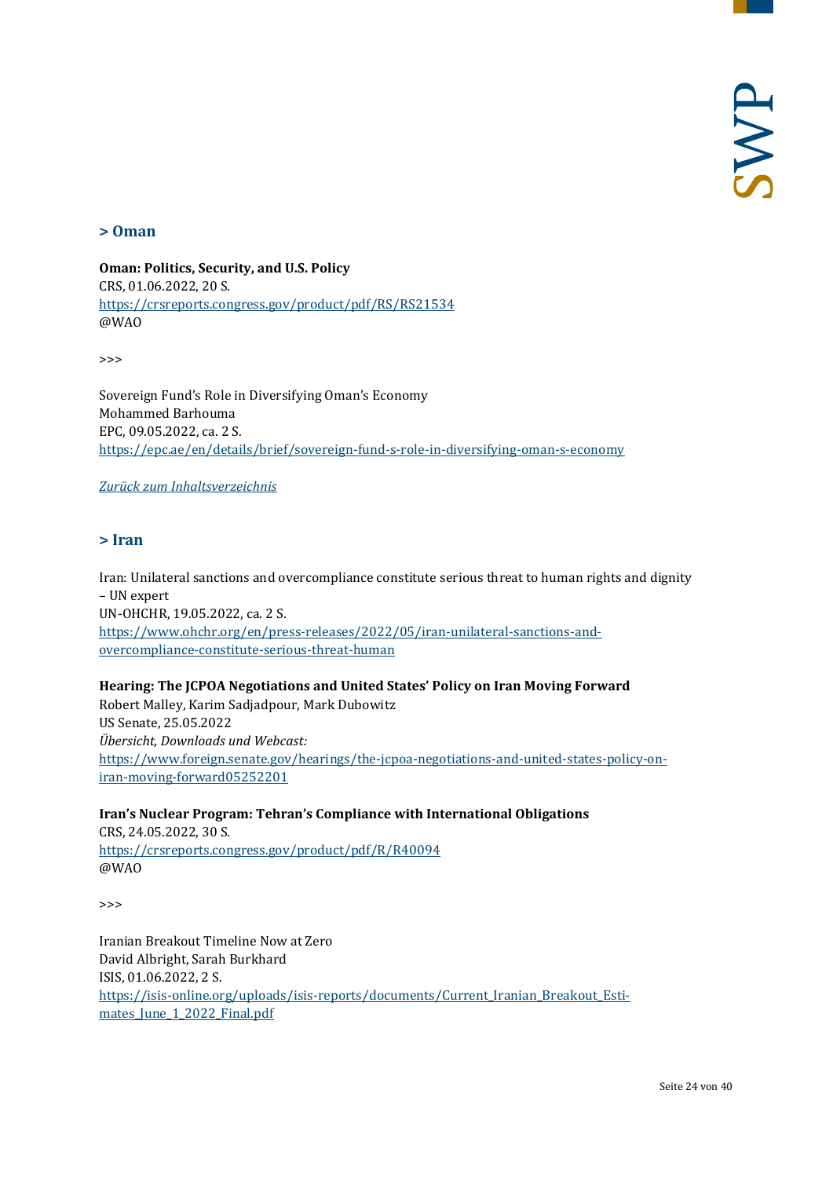## > Oman

**Oman: Politics, Security, and U.S. Policy**
CRS, 01.06.2022, 20 S.
https://crsreports.congress.gov/product/pdf/RS/RS21534
@WAO

>>>

Sovereign Fund's Role in Diversifying Oman's Economy
Mohammed Barhouma
EPC, 09.05.2022, ca. 2 S.
https://epc.ae/en/details/brief/sovereign-fund-s-role-in-diversifying-oman-s-economy

*Zurück zum Inhaltsverzeichnis*

## > Iran

Iran: Unilateral sanctions and overcompliance constitute serious threat to human rights and dignity – UN expert
UN-OHCHR, 19.05.2022, ca. 2 S.
https://www.ohchr.org/en/press-releases/2022/05/iran-unilateral-sanctions-and-overcompliance-constitute-serious-threat-human

**Hearing: The JCPOA Negotiations and United States' Policy on Iran Moving Forward**
Robert Malley, Karim Sadjadpour, Mark Dubowitz
US Senate, 25.05.2022
*Übersicht, Downloads und Webcast:*
https://www.foreign.senate.gov/hearings/the-jcpoa-negotiations-and-united-states-policy-on-iran-moving-forward05252201

**Iran's Nuclear Program: Tehran's Compliance with International Obligations**
CRS, 24.05.2022, 30 S.
https://crsreports.congress.gov/product/pdf/R/R40094
@WAO

>>>

Iranian Breakout Timeline Now at Zero
David Albright, Sarah Burkhard
ISIS, 01.06.2022, 2 S.
https://isis-online.org/uploads/isis-reports/documents/Current_Iranian_Breakout_Estimates_June_1_2022_Final.pdf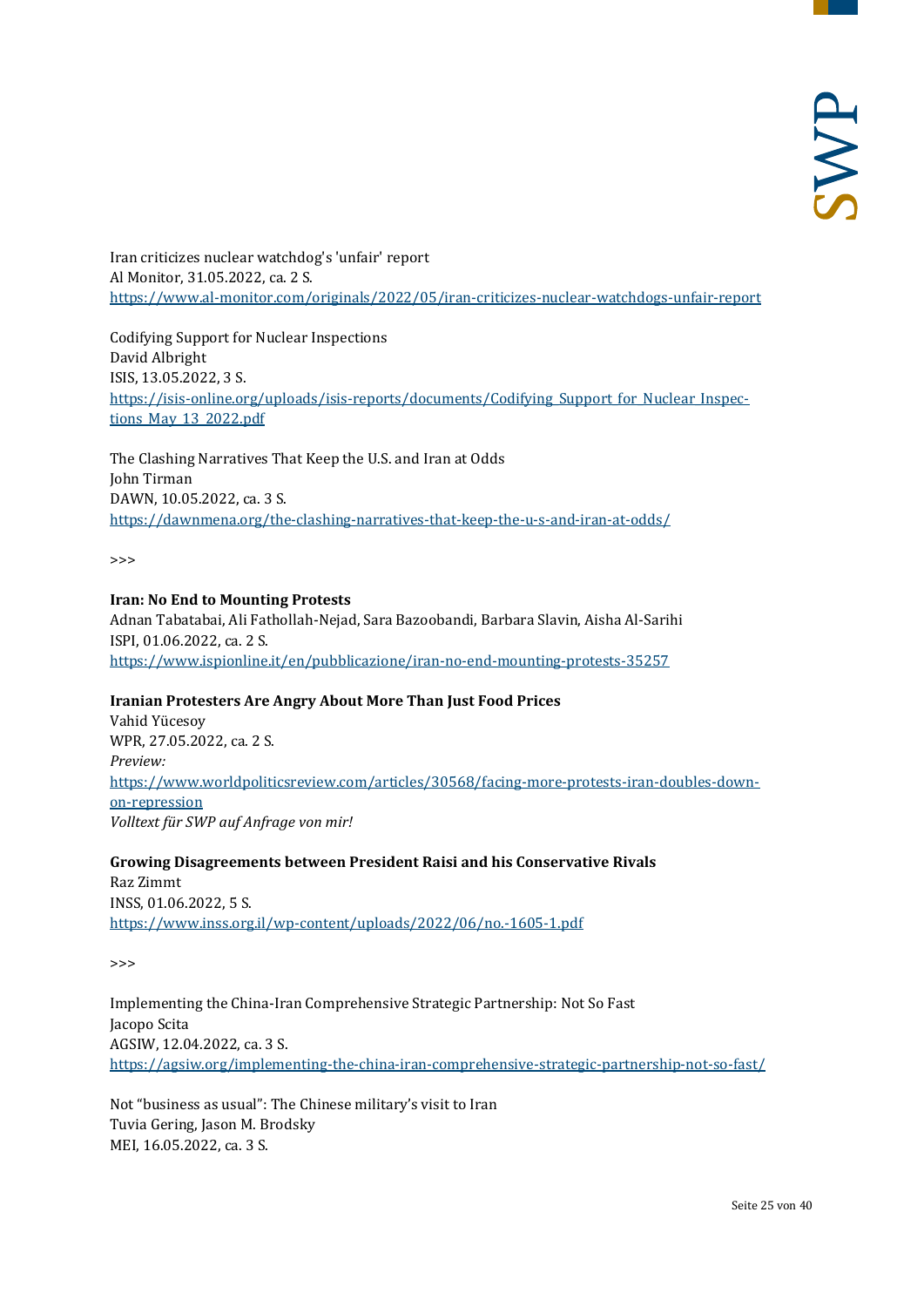Iran criticizes nuclear watchdog's 'unfair' report
Al Monitor, 31.05.2022, ca. 2 S.
https://www.al-monitor.com/originals/2022/05/iran-criticizes-nuclear-watchdogs-unfair-report

Codifying Support for Nuclear Inspections
David Albright
ISIS, 13.05.2022, 3 S.
https://isis-online.org/uploads/isis-reports/documents/Codifying_Support_for_Nuclear_Inspections_May_13_2022.pdf

The Clashing Narratives That Keep the U.S. and Iran at Odds
John Tirman
DAWN, 10.05.2022, ca. 3 S.
https://dawnmena.org/the-clashing-narratives-that-keep-the-u-s-and-iran-at-odds/

>>>

**Iran: No End to Mounting Protests**
Adnan Tabatabai, Ali Fathollah-Nejad, Sara Bazoobandi, Barbara Slavin, Aisha Al-Sarihi
ISPI, 01.06.2022, ca. 2 S.
https://www.ispionline.it/en/pubblicazione/iran-no-end-mounting-protests-35257

**Iranian Protesters Are Angry About More Than Just Food Prices**
Vahid Yücesoy
WPR, 27.05.2022, ca. 2 S.
*Preview:*
https://www.worldpoliticsreview.com/articles/30568/facing-more-protests-iran-doubles-down-on-repression
*Volltext für SWP auf Anfrage von mir!*

**Growing Disagreements between President Raisi and his Conservative Rivals**
Raz Zimmt
INSS, 01.06.2022, 5 S.
https://www.inss.org.il/wp-content/uploads/2022/06/no.-1605-1.pdf

>>>

Implementing the China-Iran Comprehensive Strategic Partnership: Not So Fast
Jacopo Scita
AGSIW, 12.04.2022, ca. 3 S.
https://agsiw.org/implementing-the-china-iran-comprehensive-strategic-partnership-not-so-fast/

Not "business as usual": The Chinese military's visit to Iran
Tuvia Gering, Jason M. Brodsky
MEI, 16.05.2022, ca. 3 S.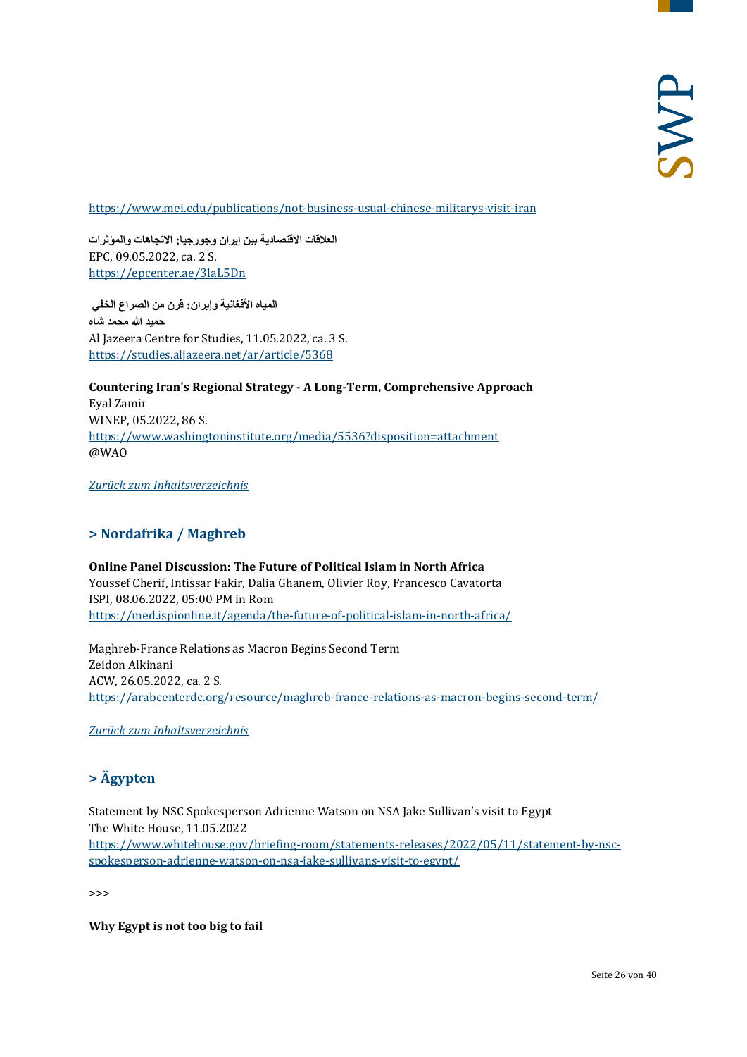https://www.mei.edu/publications/not-business-usual-chinese-militarys-visit-iran

**العلاقات الاقتصادية بين إيران وجورجيا: الاتجاهات والمؤثرات**
EPC, 09.05.2022, ca. 2 S.
https://epcenter.ae/3laL5Dn

**المياه الأفغانية وإيران: قرن من الصراع الخفي**
**حميد الله محمد شاه**
Al Jazeera Centre for Studies, 11.05.2022, ca. 3 S.
https://studies.aljazeera.net/ar/article/5368

**Countering Iran's Regional Strategy - A Long-Term, Comprehensive Approach**
Eyal Zamir
WINEP, 05.2022, 86 S.
https://www.washingtoninstitute.org/media/5536?disposition=attachment
@WAO

*Zurück zum Inhaltsverzeichnis*

## > Nordafrika / Maghreb

**Online Panel Discussion: The Future of Political Islam in North Africa**
Youssef Cherif, Intissar Fakir, Dalia Ghanem, Olivier Roy, Francesco Cavatorta
ISPI, 08.06.2022, 05:00 PM in Rom
https://med.ispionline.it/agenda/the-future-of-political-islam-in-north-africa/

Maghreb-France Relations as Macron Begins Second Term
Zeidon Alkinani
ACW, 26.05.2022, ca. 2 S.
https://arabcenterdc.org/resource/maghreb-france-relations-as-macron-begins-second-term/

*Zurück zum Inhaltsverzeichnis*

## > Ägypten

Statement by NSC Spokesperson Adrienne Watson on NSA Jake Sullivan's visit to Egypt
The White House, 11.05.2022
https://www.whitehouse.gov/briefing-room/statements-releases/2022/05/11/statement-by-nsc-spokesperson-adrienne-watson-on-nsa-jake-sullivans-visit-to-egypt/

>>>

**Why Egypt is not too big to fail**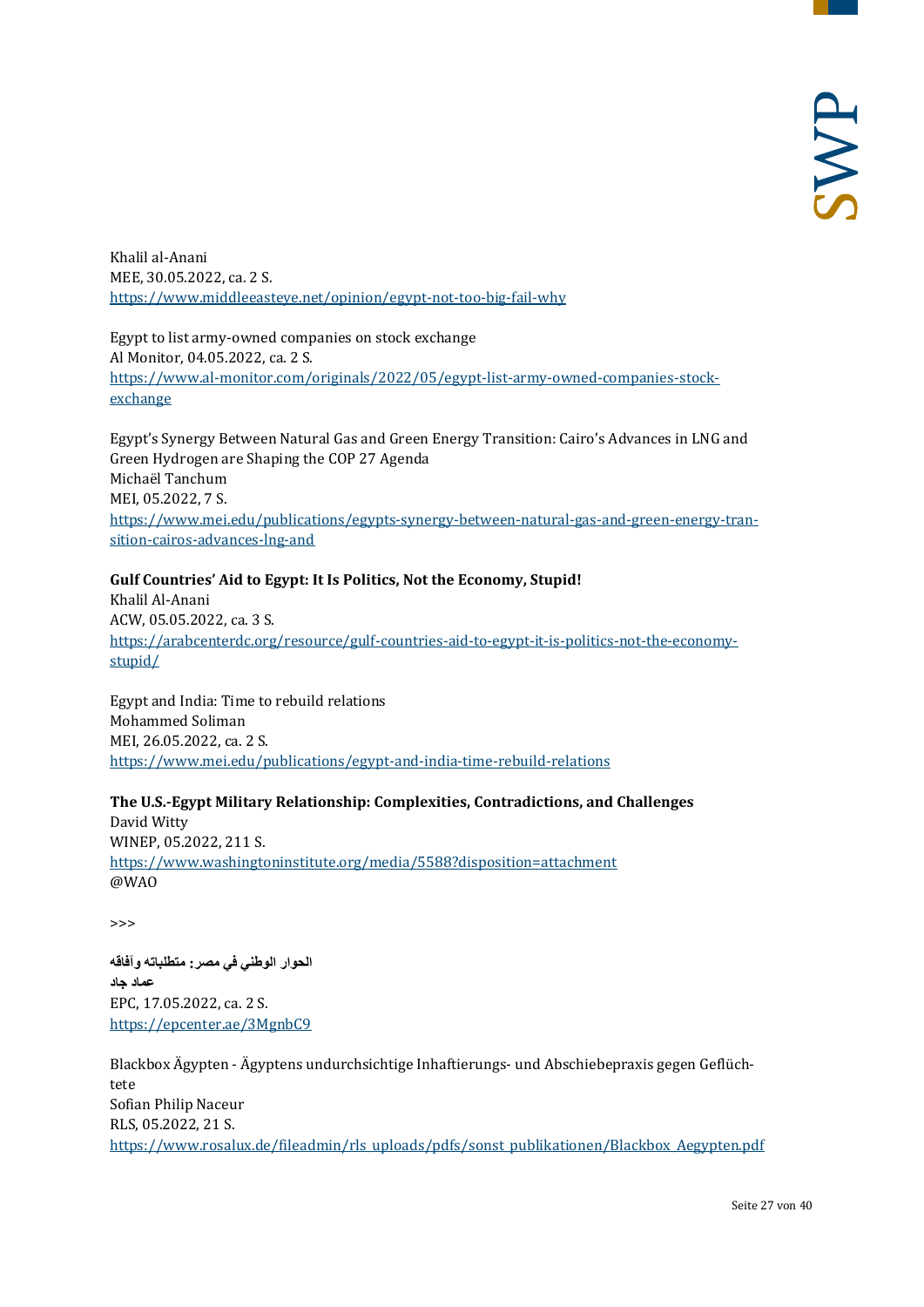Khalil al-Anani
MEE, 30.05.2022, ca. 2 S.
https://www.middleeasteye.net/opinion/egypt-not-too-big-fail-why

Egypt to list army-owned companies on stock exchange
Al Monitor, 04.05.2022, ca. 2 S.
https://www.al-monitor.com/originals/2022/05/egypt-list-army-owned-companies-stock-exchange

Egypt's Synergy Between Natural Gas and Green Energy Transition: Cairo's Advances in LNG and Green Hydrogen are Shaping the COP 27 Agenda
Michaël Tanchum
MEI, 05.2022, 7 S.
https://www.mei.edu/publications/egypts-synergy-between-natural-gas-and-green-energy-transition-cairos-advances-lng-and

**Gulf Countries' Aid to Egypt: It Is Politics, Not the Economy, Stupid!**
Khalil Al-Anani
ACW, 05.05.2022, ca. 3 S.
https://arabcenterdc.org/resource/gulf-countries-aid-to-egypt-it-is-politics-not-the-economy-stupid/

Egypt and India: Time to rebuild relations
Mohammed Soliman
MEI, 26.05.2022, ca. 2 S.
https://www.mei.edu/publications/egypt-and-india-time-rebuild-relations

**The U.S.-Egypt Military Relationship: Complexities, Contradictions, and Challenges**
David Witty
WINEP, 05.2022, 211 S.
https://www.washingtoninstitute.org/media/5588?disposition=attachment
@WAO

>>>

**الحوار الوطني في مصر: متطلباته وآفاقه**
**عماد جاد**
EPC, 17.05.2022, ca. 2 S.
https://epcenter.ae/3MgnbC9

Blackbox Ägypten - Ägyptens undurchsichtige Inhaftierungs- und Abschiebepraxis gegen Geflüchtete
Sofian Philip Naceur
RLS, 05.2022, 21 S.
https://www.rosalux.de/fileadmin/rls_uploads/pdfs/sonst_publikationen/Blackbox_Aegypten.pdf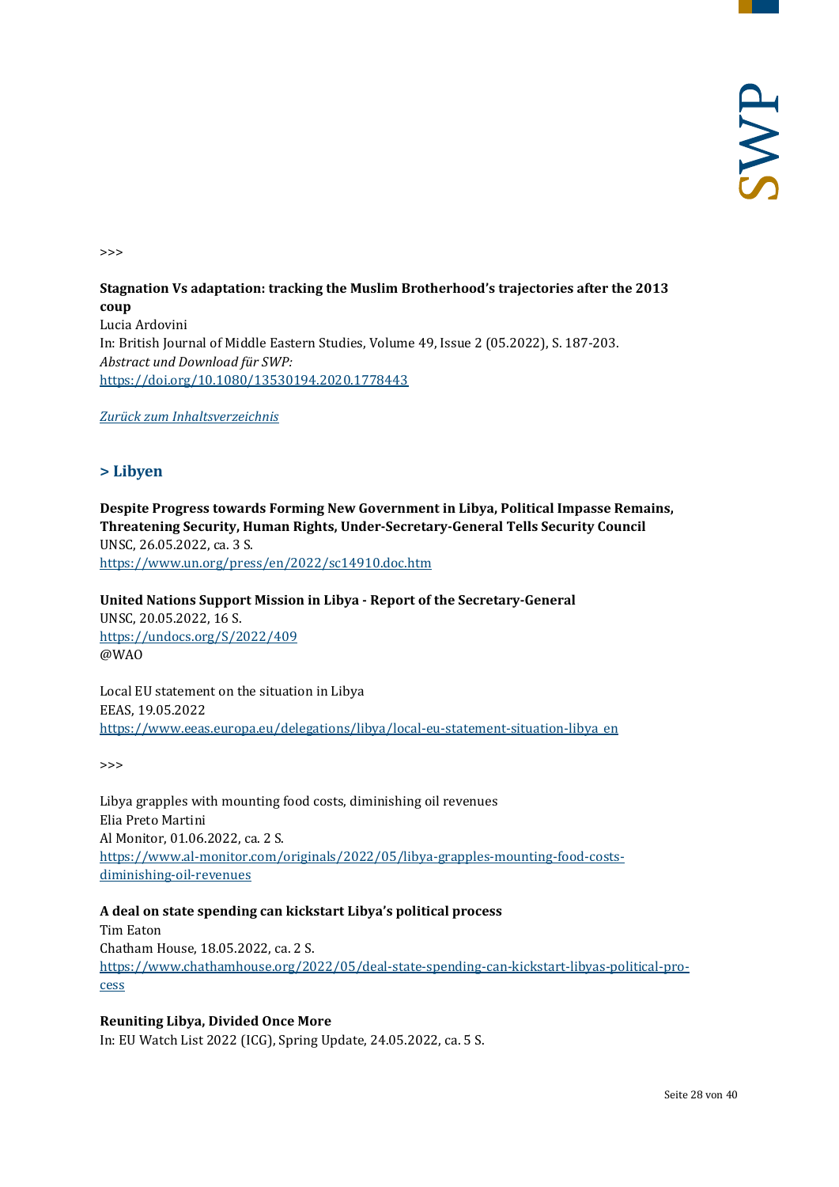>>>

**Stagnation Vs adaptation: tracking the Muslim Brotherhood's trajectories after the 2013 coup**
Lucia Ardovini
In: British Journal of Middle Eastern Studies, Volume 49, Issue 2 (05.2022), S. 187-203.
*Abstract und Download für SWP:*
https://doi.org/10.1080/13530194.2020.1778443

*Zurück zum Inhaltsverzeichnis*

## > Libyen

**Despite Progress towards Forming New Government in Libya, Political Impasse Remains, Threatening Security, Human Rights, Under-Secretary-General Tells Security Council**
UNSC, 26.05.2022, ca. 3 S.
https://www.un.org/press/en/2022/sc14910.doc.htm

**United Nations Support Mission in Libya - Report of the Secretary-General**
UNSC, 20.05.2022, 16 S.
https://undocs.org/S/2022/409
@WAO

Local EU statement on the situation in Libya
EEAS, 19.05.2022
https://www.eeas.europa.eu/delegations/libya/local-eu-statement-situation-libya_en

>>>

Libya grapples with mounting food costs, diminishing oil revenues
Elia Preto Martini
Al Monitor, 01.06.2022, ca. 2 S.
https://www.al-monitor.com/originals/2022/05/libya-grapples-mounting-food-costs-diminishing-oil-revenues

**A deal on state spending can kickstart Libya's political process**
Tim Eaton
Chatham House, 18.05.2022, ca. 2 S.
https://www.chathamhouse.org/2022/05/deal-state-spending-can-kickstart-libyas-political-process

**Reuniting Libya, Divided Once More**
In: EU Watch List 2022 (ICG), Spring Update, 24.05.2022, ca. 5 S.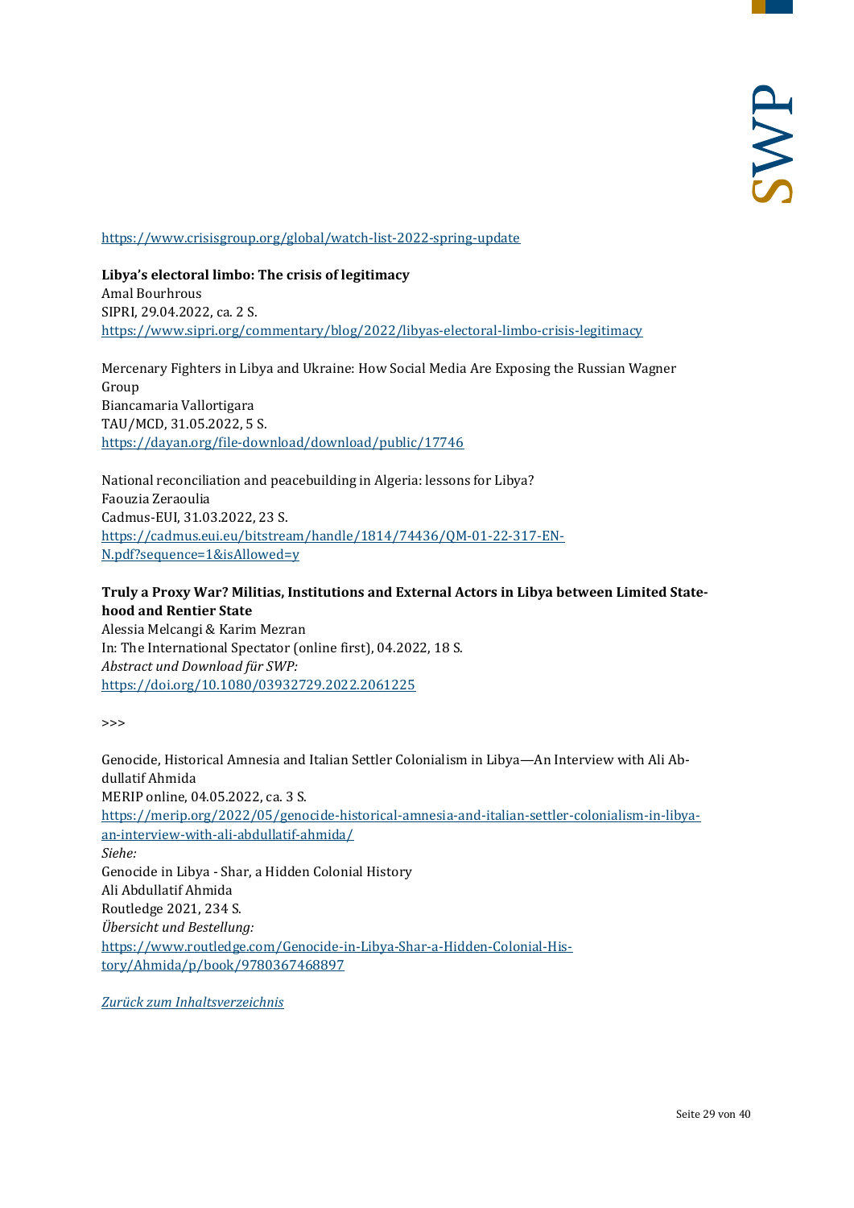https://www.crisisgroup.org/global/watch-list-2022-spring-update

**Libya's electoral limbo: The crisis of legitimacy**
Amal Bourhrous
SIPRI, 29.04.2022, ca. 2 S.
https://www.sipri.org/commentary/blog/2022/libyas-electoral-limbo-crisis-legitimacy

Mercenary Fighters in Libya and Ukraine: How Social Media Are Exposing the Russian Wagner Group
Biancamaria Vallortigara
TAU/MCD, 31.05.2022, 5 S.
https://dayan.org/file-download/download/public/17746

National reconciliation and peacebuilding in Algeria: lessons for Libya?
Faouzia Zeraoulia
Cadmus-EUI, 31.03.2022, 23 S.
https://cadmus.eui.eu/bitstream/handle/1814/74436/QM-01-22-317-EN-N.pdf?sequence=1&isAllowed=y

**Truly a Proxy War? Militias, Institutions and External Actors in Libya between Limited Statehood and Rentier State**
Alessia Melcangi & Karim Mezran
In: The International Spectator (online first), 04.2022, 18 S.
*Abstract und Download für SWP:*
https://doi.org/10.1080/03932729.2022.2061225

>>>

Genocide, Historical Amnesia and Italian Settler Colonialism in Libya—An Interview with Ali Abdullatif Ahmida
MERIP online, 04.05.2022, ca. 3 S.
https://merip.org/2022/05/genocide-historical-amnesia-and-italian-settler-colonialism-in-libya-an-interview-with-ali-abdullatif-ahmida/
*Siehe:*
Genocide in Libya - Shar, a Hidden Colonial History
Ali Abdullatif Ahmida
Routledge 2021, 234 S.
*Übersicht und Bestellung:*
https://www.routledge.com/Genocide-in-Libya-Shar-a-Hidden-Colonial-History/Ahmida/p/book/9780367468897

*Zurück zum Inhaltsverzeichnis*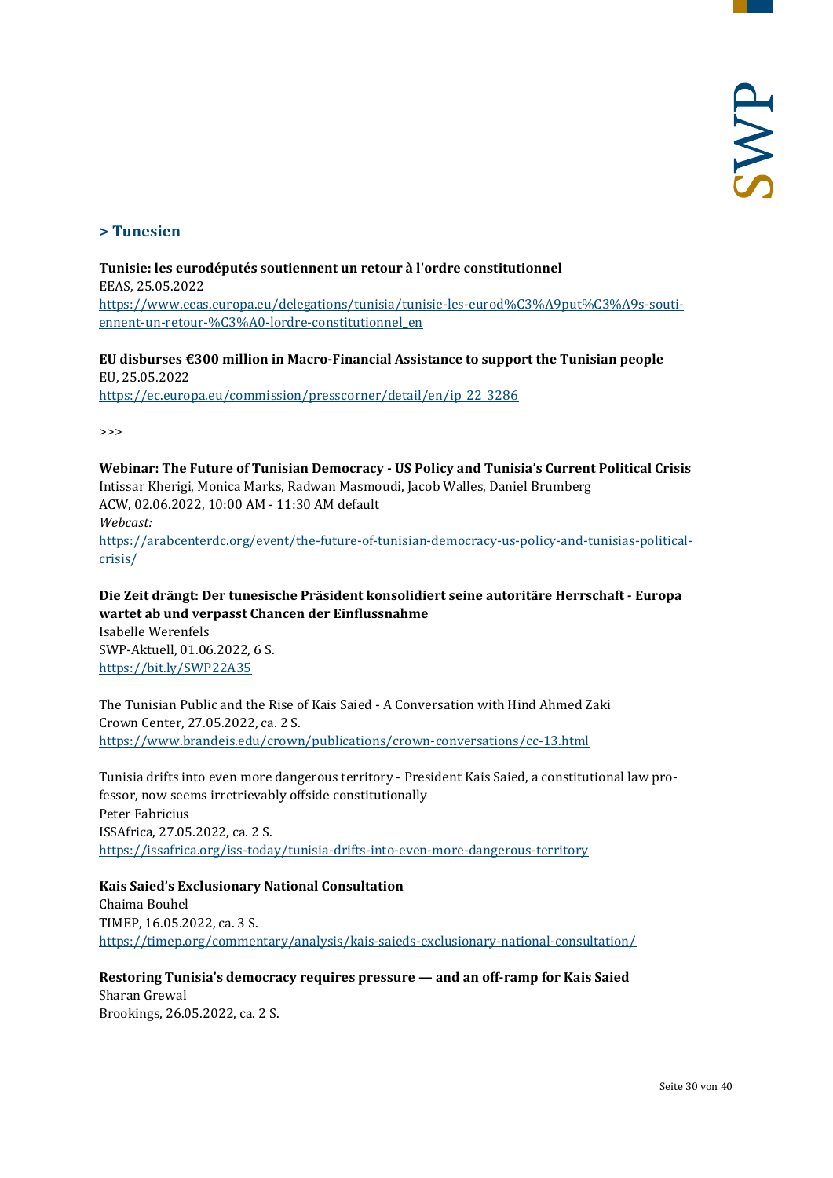## > Tunesien

**Tunisie: les eurodéputés soutiennent un retour à l'ordre constitutionnel**
EEAS, 25.05.2022
https://www.eeas.europa.eu/delegations/tunisia/tunisie-les-eurod%C3%A9put%C3%A9s-soutiennent-un-retour-%C3%A0-lordre-constitutionnel_en

**EU disburses €300 million in Macro-Financial Assistance to support the Tunisian people**
EU, 25.05.2022
https://ec.europa.eu/commission/presscorner/detail/en/ip_22_3286

>>>

**Webinar: The Future of Tunisian Democracy - US Policy and Tunisia's Current Political Crisis**
Intissar Kherigi, Monica Marks, Radwan Masmoudi, Jacob Walles, Daniel Brumberg
ACW, 02.06.2022, 10:00 AM - 11:30 AM default
*Webcast:*
https://arabcenterdc.org/event/the-future-of-tunisian-democracy-us-policy-and-tunisias-political-crisis/

**Die Zeit drängt: Der tunesische Präsident konsolidiert seine autoritäre Herrschaft - Europa wartet ab und verpasst Chancen der Einflussnahme**
Isabelle Werenfels
SWP-Aktuell, 01.06.2022, 6 S.
https://bit.ly/SWP22A35

The Tunisian Public and the Rise of Kais Saied - A Conversation with Hind Ahmed Zaki
Crown Center, 27.05.2022, ca. 2 S.
https://www.brandeis.edu/crown/publications/crown-conversations/cc-13.html

Tunisia drifts into even more dangerous territory - President Kais Saied, a constitutional law professor, now seems irretrievably offside constitutionally
Peter Fabricius
ISSAfrica, 27.05.2022, ca. 2 S.
https://issafrica.org/iss-today/tunisia-drifts-into-even-more-dangerous-territory

**Kais Saied's Exclusionary National Consultation**
Chaima Bouhel
TIMEP, 16.05.2022, ca. 3 S.
https://timep.org/commentary/analysis/kais-saieds-exclusionary-national-consultation/

**Restoring Tunisia's democracy requires pressure — and an off-ramp for Kais Saied**
Sharan Grewal
Brookings, 26.05.2022, ca. 2 S.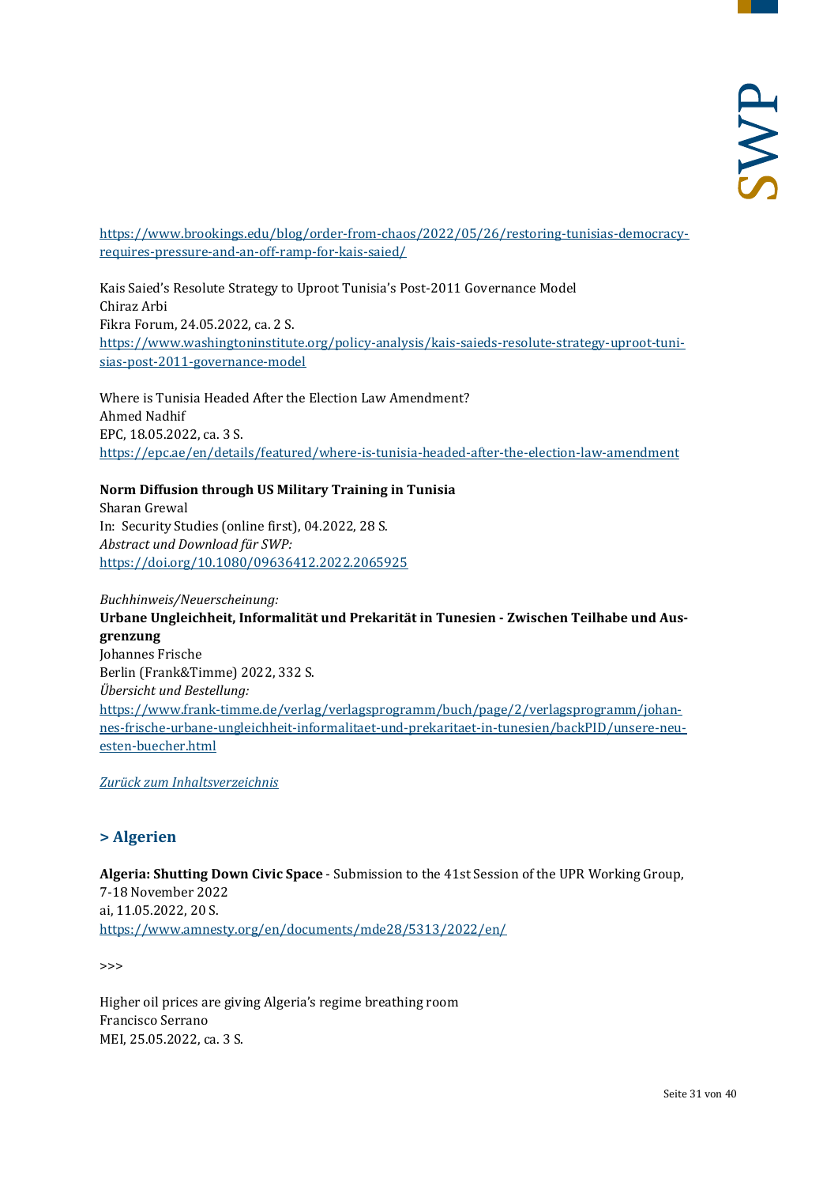https://www.brookings.edu/blog/order-from-chaos/2022/05/26/restoring-tunisias-democracy-requires-pressure-and-an-off-ramp-for-kais-saied/

Kais Saied's Resolute Strategy to Uproot Tunisia's Post-2011 Governance Model
Chiraz Arbi
Fikra Forum, 24.05.2022, ca. 2 S.
https://www.washingtoninstitute.org/policy-analysis/kais-saieds-resolute-strategy-uproot-tunisias-post-2011-governance-model

Where is Tunisia Headed After the Election Law Amendment?
Ahmed Nadhif
EPC, 18.05.2022, ca. 3 S.
https://epc.ae/en/details/featured/where-is-tunisia-headed-after-the-election-law-amendment

**Norm Diffusion through US Military Training in Tunisia**
Sharan Grewal
In: Security Studies (online first), 04.2022, 28 S.
*Abstract und Download für SWP:*
https://doi.org/10.1080/09636412.2022.2065925

*Buchhinweis/Neuerscheinung:*
**Urbane Ungleichheit, Informalität und Prekarität in Tunesien - Zwischen Teilhabe und Ausgrenzung**
Johannes Frische
Berlin (Frank&Timme) 2022, 332 S.
*Übersicht und Bestellung:*
https://www.frank-timme.de/verlag/verlagsprogramm/buch/page/2/verlagsprogramm/johannes-frische-urbane-ungleichheit-informalitaet-und-prekaritaet-in-tunesien/backPID/unsere-neuesten-buecher.html

*Zurück zum Inhaltsverzeichnis*

## > Algerien

**Algeria: Shutting Down Civic Space** - Submission to the 41st Session of the UPR Working Group, 7-18 November 2022
ai, 11.05.2022, 20 S.
https://www.amnesty.org/en/documents/mde28/5313/2022/en/

>>>

Higher oil prices are giving Algeria's regime breathing room
Francisco Serrano
MEI, 25.05.2022, ca. 3 S.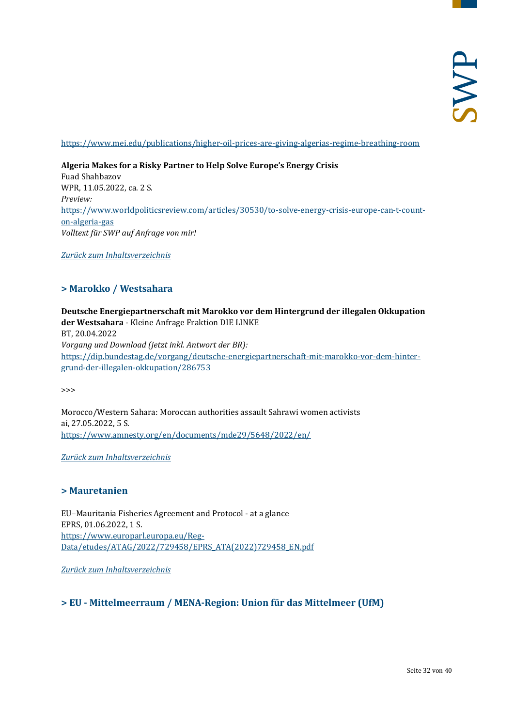https://www.mei.edu/publications/higher-oil-prices-are-giving-algerias-regime-breathing-room

**Algeria Makes for a Risky Partner to Help Solve Europe's Energy Crisis**
Fuad Shahbazov
WPR, 11.05.2022, ca. 2 S.
*Preview:*
https://www.worldpoliticsreview.com/articles/30530/to-solve-energy-crisis-europe-can-t-count-on-algeria-gas
*Volltext für SWP auf Anfrage von mir!*

*Zurück zum Inhaltsverzeichnis*

## > Marokko / Westsahara

**Deutsche Energiepartnerschaft mit Marokko vor dem Hintergrund der illegalen Okkupation der Westsahara** - Kleine Anfrage Fraktion DIE LINKE
BT, 20.04.2022
*Vorgang und Download (jetzt inkl. Antwort der BR):*
https://dip.bundestag.de/vorgang/deutsche-energiepartnerschaft-mit-marokko-vor-dem-hintergrund-der-illegalen-okkupation/286753

>>>

Morocco/Western Sahara: Moroccan authorities assault Sahrawi women activists
ai, 27.05.2022, 5 S.
https://www.amnesty.org/en/documents/mde29/5648/2022/en/

*Zurück zum Inhaltsverzeichnis*

## > Mauretanien

EU–Mauritania Fisheries Agreement and Protocol - at a glance
EPRS, 01.06.2022, 1 S.
https://www.europarl.europa.eu/RegData/etudes/ATAG/2022/729458/EPRS_ATA(2022)729458_EN.pdf

*Zurück zum Inhaltsverzeichnis*

## > EU - Mittelmeerraum / MENA-Region: Union für das Mittelmeer (UfM)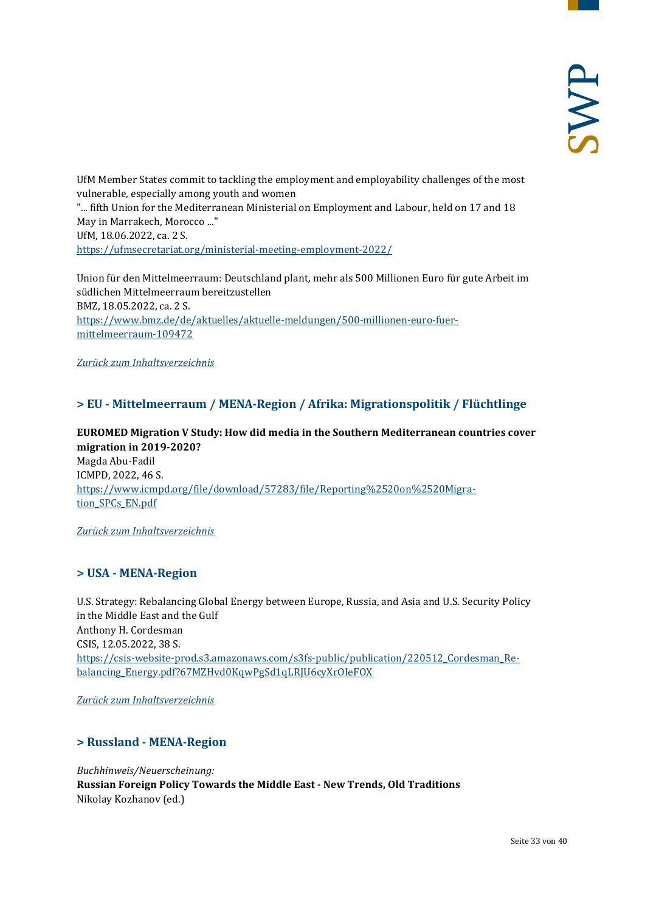UfM Member States commit to tackling the employment and employability challenges of the most vulnerable, especially among youth and women
"... fifth Union for the Mediterranean Ministerial on Employment and Labour, held on 17 and 18 May in Marrakech, Morocco ..."
UfM, 18.06.2022, ca. 2 S.
https://ufmsecretariat.org/ministerial-meeting-employment-2022/

Union für den Mittelmeerraum: Deutschland plant, mehr als 500 Millionen Euro für gute Arbeit im südlichen Mittelmeerraum bereitzustellen
BMZ, 18.05.2022, ca. 2 S.
https://www.bmz.de/de/aktuelles/aktuelle-meldungen/500-millionen-euro-fuer-mittelmeerraum-109472

*Zurück zum Inhaltsverzeichnis*

## > EU - Mittelmeerraum / MENA-Region / Afrika: Migrationspolitik / Flüchtlinge

**EUROMED Migration V Study: How did media in the Southern Mediterranean countries cover migration in 2019-2020?**
Magda Abu-Fadil
ICMPD, 2022, 46 S.
https://www.icmpd.org/file/download/57283/file/Reporting%2520on%2520Migration_SPCs_EN.pdf

*Zurück zum Inhaltsverzeichnis*

## > USA - MENA-Region

U.S. Strategy: Rebalancing Global Energy between Europe, Russia, and Asia and U.S. Security Policy in the Middle East and the Gulf
Anthony H. Cordesman
CSIS, 12.05.2022, 38 S.
https://csis-website-prod.s3.amazonaws.com/s3fs-public/publication/220512_Cordesman_Rebalancing_Energy.pdf?67MZHvd0KqwPgSd1qLRJU6cyXrOIeFOX

*Zurück zum Inhaltsverzeichnis*

## > Russland - MENA-Region

*Buchhinweis/Neuerscheinung:*
**Russian Foreign Policy Towards the Middle East - New Trends, Old Traditions**
Nikolay Kozhanov (ed.)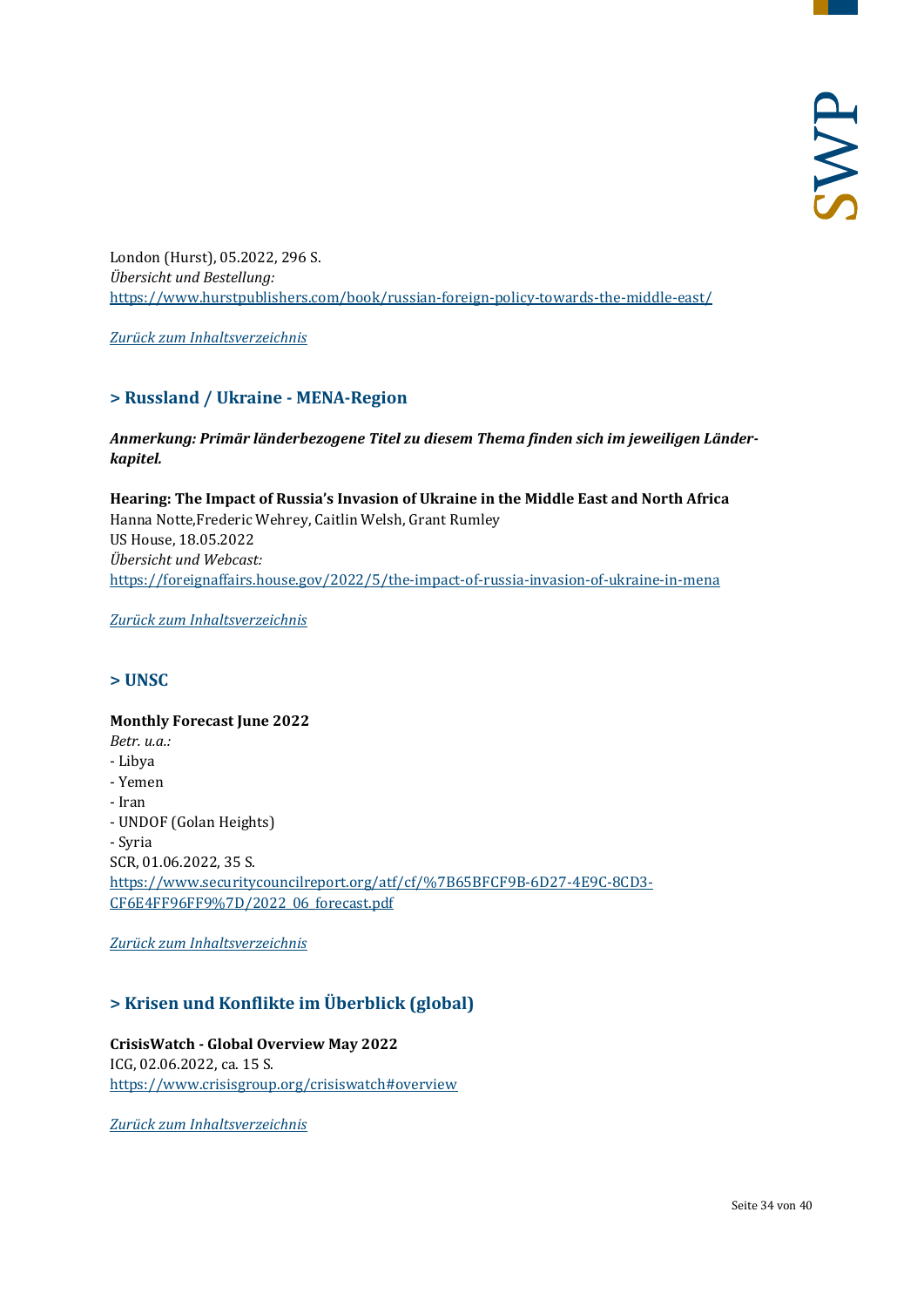London (Hurst), 05.2022, 296 S.
*Übersicht und Bestellung:*
https://www.hurstpublishers.com/book/russian-foreign-policy-towards-the-middle-east/

*Zurück zum Inhaltsverzeichnis*

## > Russland / Ukraine - MENA-Region

***Anmerkung: Primär länderbezogene Titel zu diesem Thema finden sich im jeweiligen Länder-kapitel.***

**Hearing: The Impact of Russia's Invasion of Ukraine in the Middle East and North Africa**
Hanna Notte,Frederic Wehrey, Caitlin Welsh, Grant Rumley
US House, 18.05.2022
*Übersicht und Webcast:*
https://foreignaffairs.house.gov/2022/5/the-impact-of-russia-invasion-of-ukraine-in-mena

*Zurück zum Inhaltsverzeichnis*

## > UNSC

**Monthly Forecast June 2022**
*Betr. u.a.:*
- Libya
- Yemen
- Iran
- UNDOF (Golan Heights)
- Syria

SCR, 01.06.2022, 35 S.
https://www.securitycouncilreport.org/atf/cf/%7B65BFCF9B-6D27-4E9C-8CD3-CF6E4FF96FF9%7D/2022_06_forecast.pdf

*Zurück zum Inhaltsverzeichnis*

## > Krisen und Konflikte im Überblick (global)

**CrisisWatch - Global Overview May 2022**
ICG, 02.06.2022, ca. 15 S.
https://www.crisisgroup.org/crisiswatch#overview

*Zurück zum Inhaltsverzeichnis*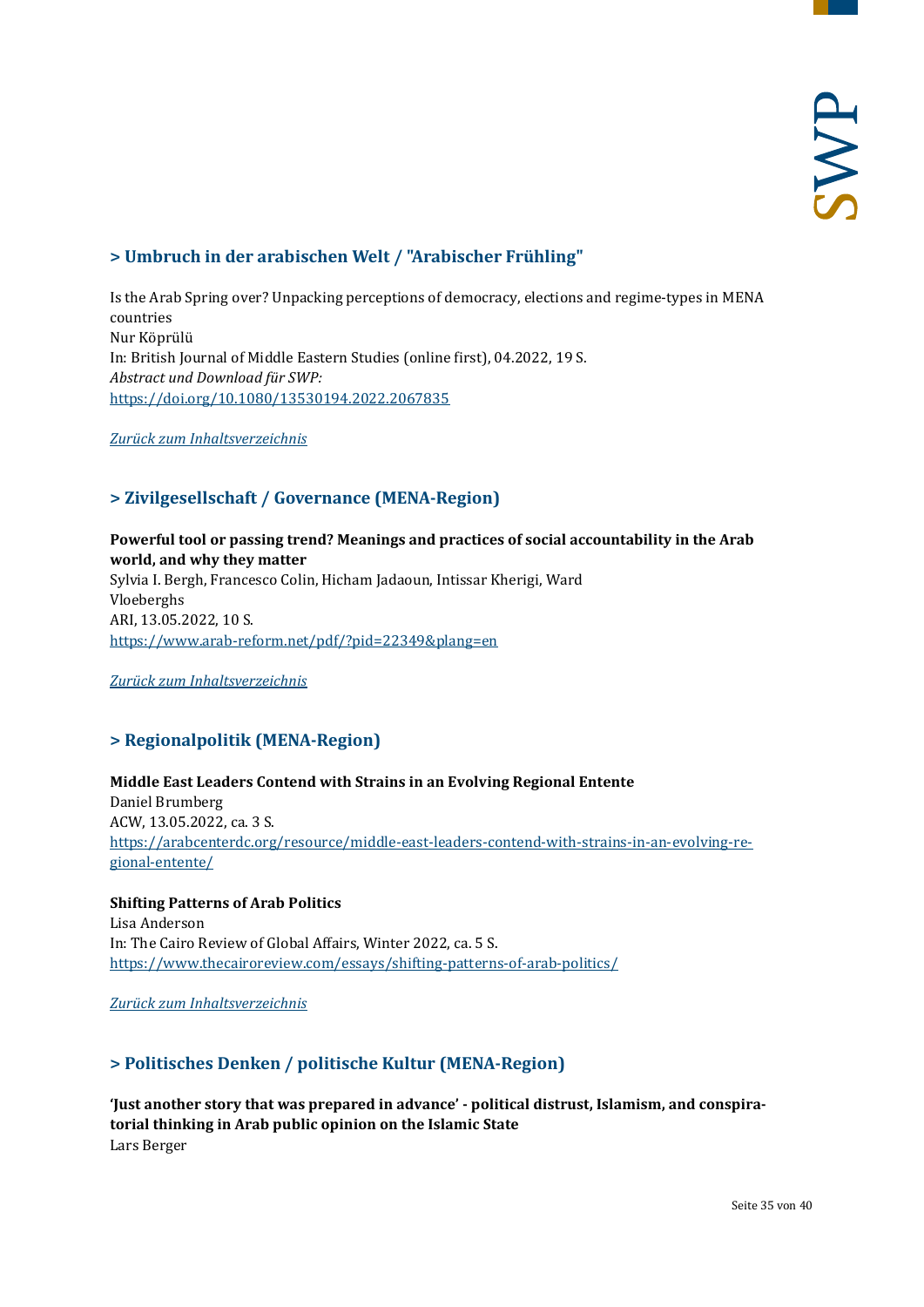## > Umbruch in der arabischen Welt / "Arabischer Frühling"

Is the Arab Spring over? Unpacking perceptions of democracy, elections and regime-types in MENA countries
Nur Köprülü
In: British Journal of Middle Eastern Studies (online first), 04.2022, 19 S.
*Abstract und Download für SWP:*
https://doi.org/10.1080/13530194.2022.2067835

*Zurück zum Inhaltsverzeichnis*

## > Zivilgesellschaft / Governance (MENA-Region)

**Powerful tool or passing trend? Meanings and practices of social accountability in the Arab world, and why they matter**
Sylvia I. Bergh, Francesco Colin, Hicham Jadaoun, Intissar Kherigi, Ward Vloeberghs
ARI, 13.05.2022, 10 S.
https://www.arab-reform.net/pdf/?pid=22349&plang=en

*Zurück zum Inhaltsverzeichnis*

## > Regionalpolitik (MENA-Region)

**Middle East Leaders Contend with Strains in an Evolving Regional Entente**
Daniel Brumberg
ACW, 13.05.2022, ca. 3 S.
https://arabcenterdc.org/resource/middle-east-leaders-contend-with-strains-in-an-evolving-regional-entente/

**Shifting Patterns of Arab Politics**
Lisa Anderson
In: The Cairo Review of Global Affairs, Winter 2022, ca. 5 S.
https://www.thecairoreview.com/essays/shifting-patterns-of-arab-politics/

*Zurück zum Inhaltsverzeichnis*

## > Politisches Denken / politische Kultur (MENA-Region)

**'Just another story that was prepared in advance' - political distrust, Islamism, and conspiratorial thinking in Arab public opinion on the Islamic State**
Lars Berger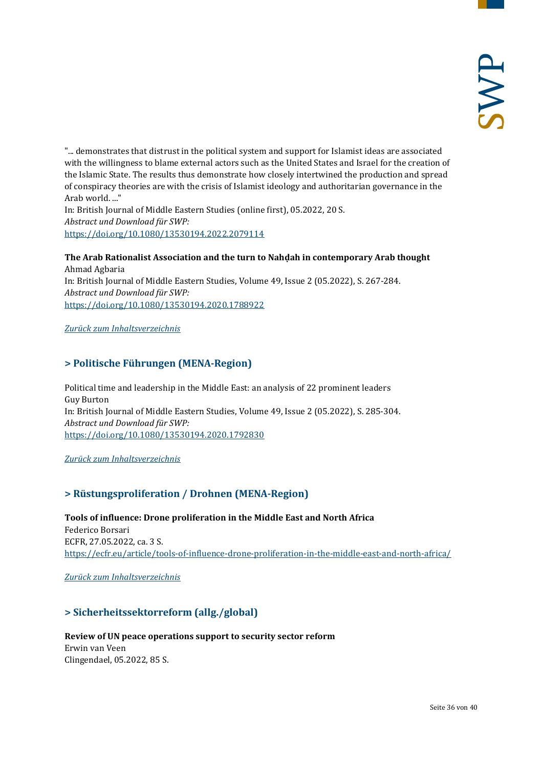"... demonstrates that distrust in the political system and support for Islamist ideas are associated with the willingness to blame external actors such as the United States and Israel for the creation of the Islamic State. The results thus demonstrate how closely intertwined the production and spread of conspiracy theories are with the crisis of Islamist ideology and authoritarian governance in the Arab world. ..."
In: British Journal of Middle Eastern Studies (online first), 05.2022, 20 S.
*Abstract und Download für SWP:*
https://doi.org/10.1080/13530194.2022.2079114

**The Arab Rationalist Association and the turn to Nahḍah in contemporary Arab thought**
Ahmad Agbaria
In: British Journal of Middle Eastern Studies, Volume 49, Issue 2 (05.2022), S. 267-284.
*Abstract und Download für SWP:*
https://doi.org/10.1080/13530194.2020.1788922

*Zurück zum Inhaltsverzeichnis*

## > Politische Führungen (MENA-Region)

Political time and leadership in the Middle East: an analysis of 22 prominent leaders
Guy Burton
In: British Journal of Middle Eastern Studies, Volume 49, Issue 2 (05.2022), S. 285-304.
*Abstract und Download für SWP:*
https://doi.org/10.1080/13530194.2020.1792830

*Zurück zum Inhaltsverzeichnis*

## > Rüstungsproliferation / Drohnen (MENA-Region)

**Tools of influence: Drone proliferation in the Middle East and North Africa**
Federico Borsari
ECFR, 27.05.2022, ca. 3 S.
https://ecfr.eu/article/tools-of-influence-drone-proliferation-in-the-middle-east-and-north-africa/

*Zurück zum Inhaltsverzeichnis*

## > Sicherheitssektorreform (allg./global)

**Review of UN peace operations support to security sector reform**
Erwin van Veen
Clingendael, 05.2022, 85 S.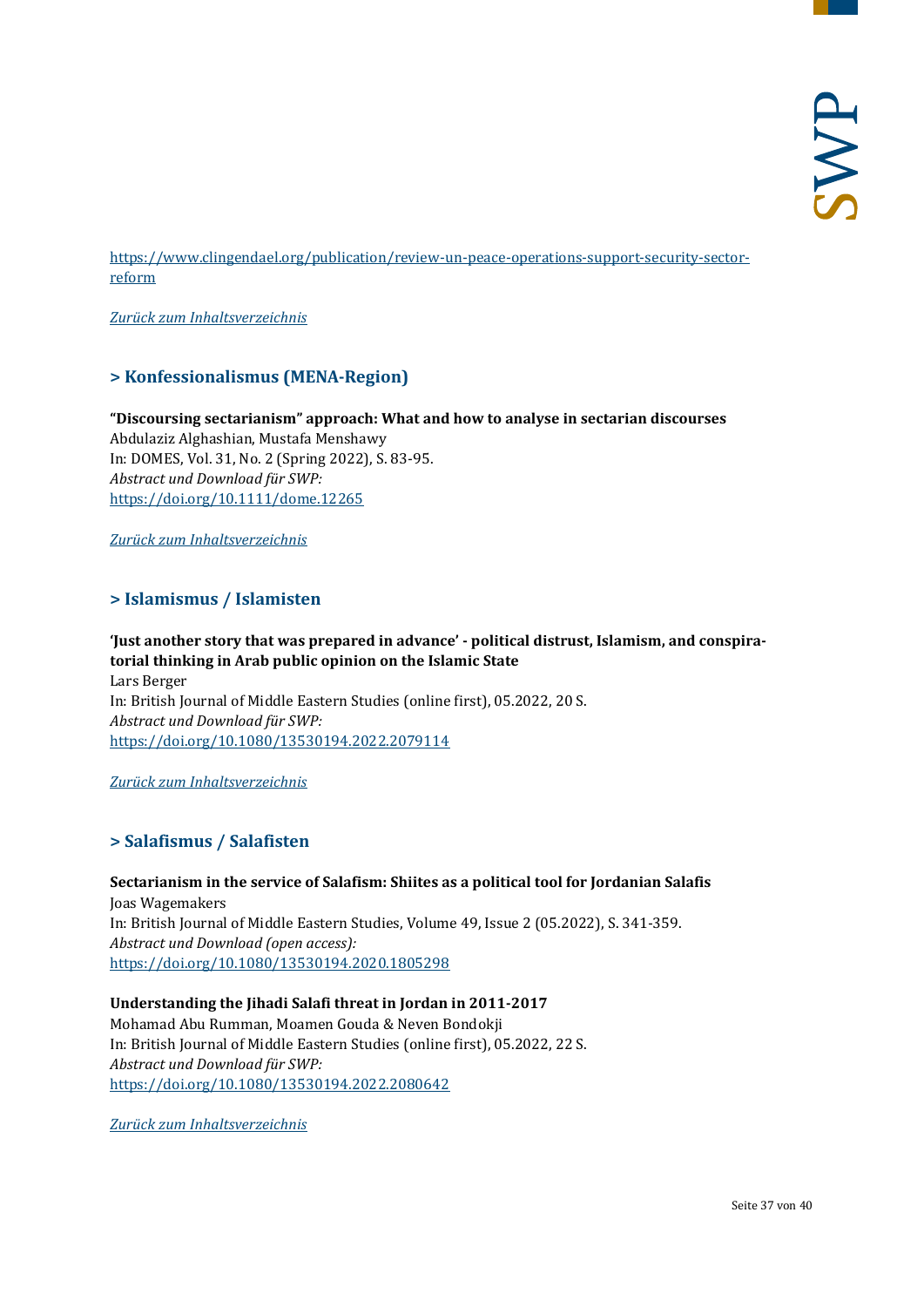https://www.clingendael.org/publication/review-un-peace-operations-support-security-sector-reform

*Zurück zum Inhaltsverzeichnis*

## > Konfessionalismus (MENA-Region)

**“Discoursing sectarianism” approach: What and how to analyse in sectarian discourses**
Abdulaziz Alghashian, Mustafa Menshawy
In: DOMES, Vol. 31, No. 2 (Spring 2022), S. 83-95.
*Abstract und Download für SWP:*
https://doi.org/10.1111/dome.12265

*Zurück zum Inhaltsverzeichnis*

## > Islamismus / Islamisten

**‘Just another story that was prepared in advance’ - political distrust, Islamism, and conspiratorial thinking in Arab public opinion on the Islamic State**
Lars Berger
In: British Journal of Middle Eastern Studies (online first), 05.2022, 20 S.
*Abstract und Download für SWP:*
https://doi.org/10.1080/13530194.2022.2079114

*Zurück zum Inhaltsverzeichnis*

## > Salafismus / Salafisten

**Sectarianism in the service of Salafism: Shiites as a political tool for Jordanian Salafis**
Joas Wagemakers
In: British Journal of Middle Eastern Studies, Volume 49, Issue 2 (05.2022), S. 341-359.
*Abstract und Download (open access):*
https://doi.org/10.1080/13530194.2020.1805298

**Understanding the Jihadi Salafi threat in Jordan in 2011-2017**
Mohamad Abu Rumman, Moamen Gouda & Neven Bondokji
In: British Journal of Middle Eastern Studies (online first), 05.2022, 22 S.
*Abstract und Download für SWP:*
https://doi.org/10.1080/13530194.2022.2080642

*Zurück zum Inhaltsverzeichnis*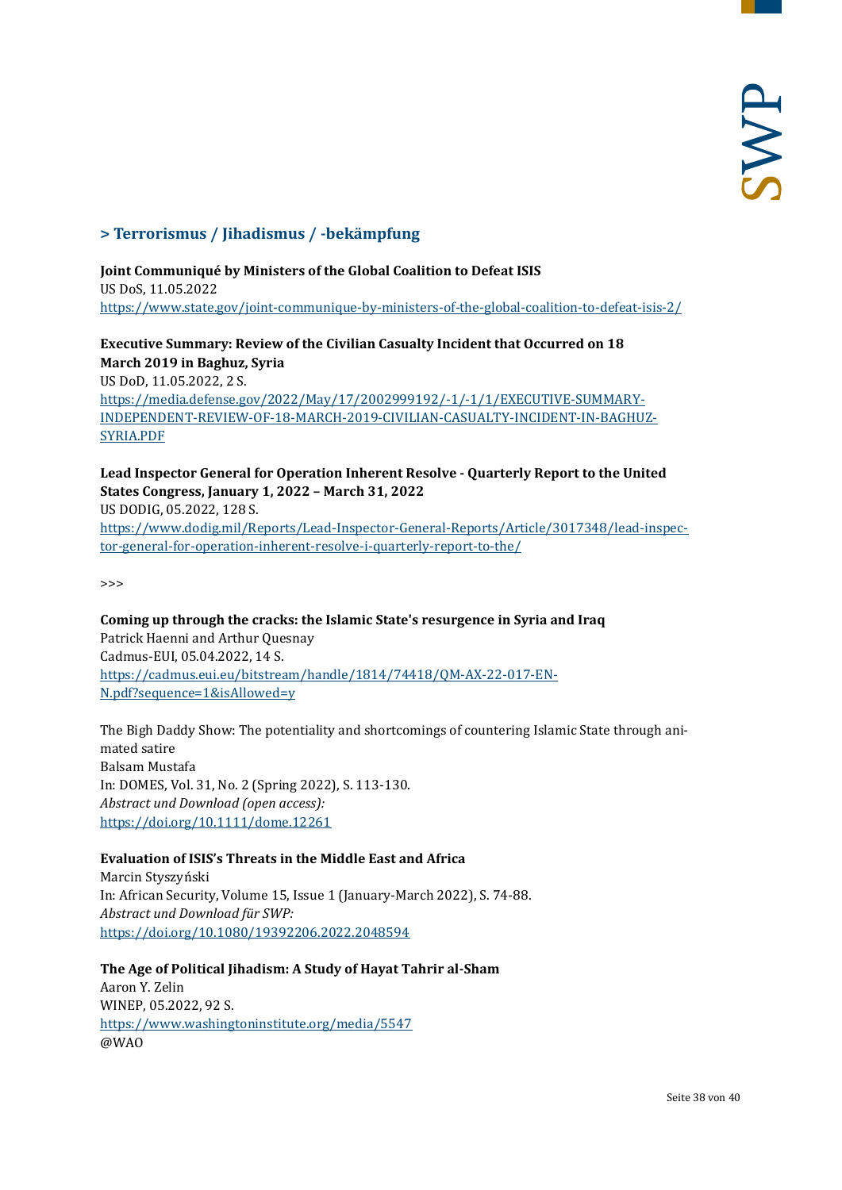## > Terrorismus / Jihadismus / -bekämpfung

**Joint Communiqué by Ministers of the Global Coalition to Defeat ISIS**
US DoS, 11.05.2022
https://www.state.gov/joint-communique-by-ministers-of-the-global-coalition-to-defeat-isis-2/

**Executive Summary: Review of the Civilian Casualty Incident that Occurred on 18 March 2019 in Baghuz, Syria**
US DoD, 11.05.2022, 2 S.
https://media.defense.gov/2022/May/17/2002999192/-1/-1/1/EXECUTIVE-SUMMARY-INDEPENDENT-REVIEW-OF-18-MARCH-2019-CIVILIAN-CASUALTY-INCIDENT-IN-BAGHUZ-SYRIA.PDF

**Lead Inspector General for Operation Inherent Resolve - Quarterly Report to the United States Congress, January 1, 2022 – March 31, 2022**
US DODIG, 05.2022, 128 S.
https://www.dodig.mil/Reports/Lead-Inspector-General-Reports/Article/3017348/lead-inspector-general-for-operation-inherent-resolve-i-quarterly-report-to-the/

>>>

**Coming up through the cracks: the Islamic State's resurgence in Syria and Iraq**
Patrick Haenni and Arthur Quesnay
Cadmus-EUI, 05.04.2022, 14 S.
https://cadmus.eui.eu/bitstream/handle/1814/74418/QM-AX-22-017-EN-N.pdf?sequence=1&isAllowed=y

The Bigh Daddy Show: The potentiality and shortcomings of countering Islamic State through animated satire
Balsam Mustafa
In: DOMES, Vol. 31, No. 2 (Spring 2022), S. 113-130.
*Abstract und Download (open access):*
https://doi.org/10.1111/dome.12261

**Evaluation of ISIS's Threats in the Middle East and Africa**
Marcin Styszyński
In: African Security, Volume 15, Issue 1 (January-March 2022), S. 74-88.
*Abstract und Download für SWP:*
https://doi.org/10.1080/19392206.2022.2048594

**The Age of Political Jihadism: A Study of Hayat Tahrir al-Sham**
Aaron Y. Zelin
WINEP, 05.2022, 92 S.
https://www.washingtoninstitute.org/media/5547
@WAO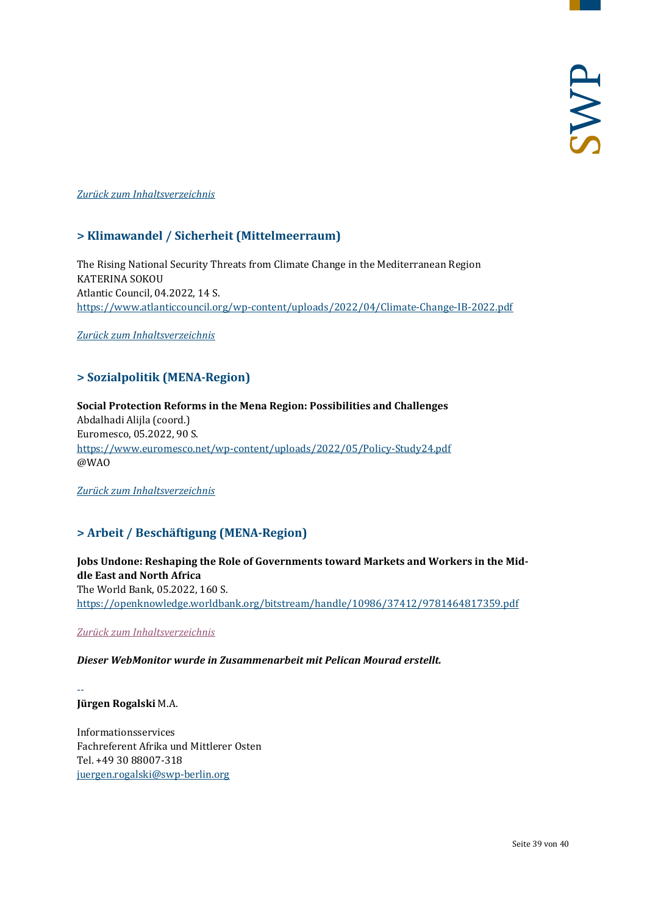*[Zurück zum Inhaltsverzeichnis]*

## > Klimawandel / Sicherheit (Mittelmeerraum)

The Rising National Security Threats from Climate Change in the Mediterranean Region
KATERINA SOKOU
Atlantic Council, 04.2022, 14 S.
https://www.atlanticcouncil.org/wp-content/uploads/2022/04/Climate-Change-IB-2022.pdf

*[Zurück zum Inhaltsverzeichnis]*

## > Sozialpolitik (MENA-Region)

**Social Protection Reforms in the Mena Region: Possibilities and Challenges**
Abdalhadi Alijla (coord.)
Euromesco, 05.2022, 90 S.
https://www.euromesco.net/wp-content/uploads/2022/05/Policy-Study24.pdf
@WAO

*[Zurück zum Inhaltsverzeichnis]*

## > Arbeit / Beschäftigung (MENA-Region)

**Jobs Undone: Reshaping the Role of Governments toward Markets and Workers in the Middle East and North Africa**
The World Bank, 05.2022, 160 S.
https://openknowledge.worldbank.org/bitstream/handle/10986/37412/9781464817359.pdf

*[Zurück zum Inhaltsverzeichnis]*

***Dieser WebMonitor wurde in Zusammenarbeit mit Pelican Mourad erstellt.***

--
**Jürgen Rogalski** M.A.

Informationsservices
Fachreferent Afrika und Mittlerer Osten
Tel. +49 30 88007-318
juergen.rogalski@swp-berlin.org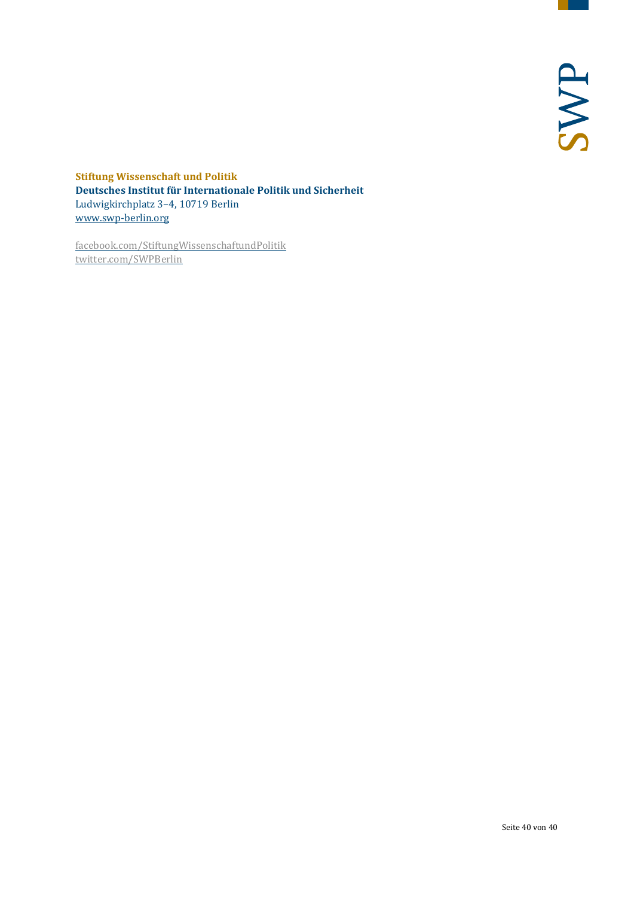**Stiftung Wissenschaft und Politik**
**Deutsches Institut für Internationale Politik und Sicherheit**
Ludwigkirchplatz 3–4, 10719 Berlin
www.swp-berlin.org

facebook.com/StiftungWissenschaftundPolitik
twitter.com/SWPBerlin